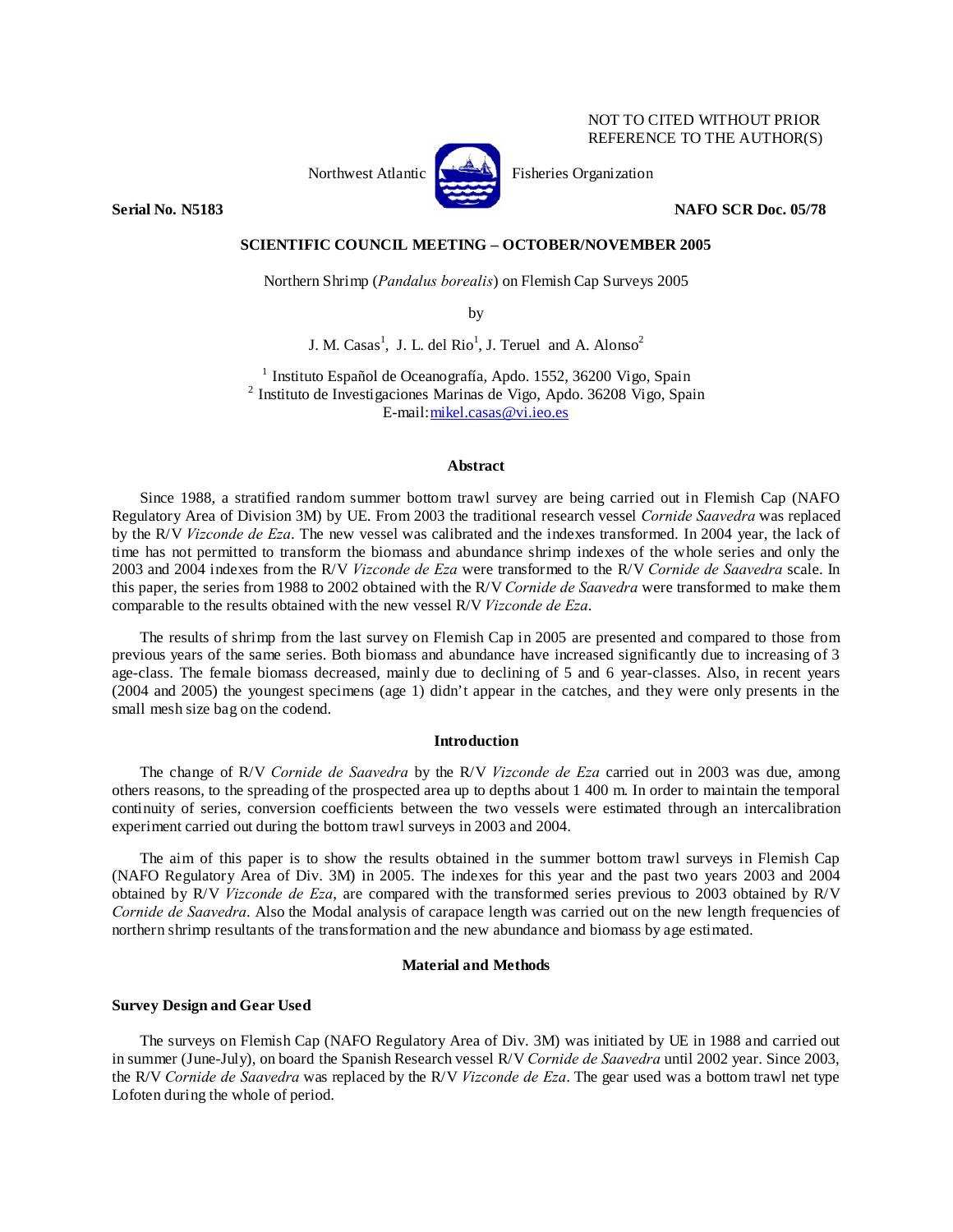NOT TO CITED WITHOUT PRIOR REFERENCE TO THE AUTHOR(S)

Northwest Atlantic Fisheries Organization

**Serial No. N5183** **NAFO SCR Doc. 05/78**

**SCIENTIFIC COUNCIL MEETING – OCTOBER/NOVEMBER 2005**

Northern Shrimp (*Pandalus borealis*) on Flemish Cap Surveys 2005

by

J. M. Casas[1], J. L. del Rio[1], J. Teruel and A. Alonso[2]

[1] Instituto Español de Oceanografía, Apdo. 1552, 36200 Vigo, Spain
[2] Instituto de Investigaciones Marinas de Vigo, Apdo. 36208 Vigo, Spain
E-mail: mikel.casas@vi.ieo.es

## Abstract

Since 1988, a stratified random summer bottom trawl survey are being carried out in Flemish Cap (NAFO Regulatory Area of Division 3M) by UE. From 2003 the traditional research vessel *Cornide Saavedra* was replaced by the R/V *Vizconde de Eza*. The new vessel was calibrated and the indexes transformed. In 2004 year, the lack of time has not permitted to transform the biomass and abundance shrimp indexes of the whole series and only the 2003 and 2004 indexes from the R/V *Vizconde de Eza* were transformed to the R/V *Cornide de Saavedra* scale. In this paper, the series from 1988 to 2002 obtained with the R/V *Cornide de Saavedra* were transformed to make them comparable to the results obtained with the new vessel R/V *Vizconde de Eza*.

The results of shrimp from the last survey on Flemish Cap in 2005 are presented and compared to those from previous years of the same series. Both biomass and abundance have increased significantly due to increasing of 3 age-class. The female biomass decreased, mainly due to declining of 5 and 6 year-classes. Also, in recent years (2004 and 2005) the youngest specimens (age 1) didn't appear in the catches, and they were only presents in the small mesh size bag on the codend.

## Introduction

The change of R/V *Cornide de Saavedra* by the R/V *Vizconde de Eza* carried out in 2003 was due, among others reasons, to the spreading of the prospected area up to depths about 1 400 m. In order to maintain the temporal continuity of series, conversion coefficients between the two vessels were estimated through an intercalibration experiment carried out during the bottom trawl surveys in 2003 and 2004.

The aim of this paper is to show the results obtained in the summer bottom trawl surveys in Flemish Cap (NAFO Regulatory Area of Div. 3M) in 2005. The indexes for this year and the past two years 2003 and 2004 obtained by R/V *Vizconde de Eza*, are compared with the transformed series previous to 2003 obtained by R/V *Cornide de Saavedra*. Also the Modal analysis of carapace length was carried out on the new length frequencies of northern shrimp resultants of the transformation and the new abundance and biomass by age estimated.

## Material and Methods

### Survey Design and Gear Used

The surveys on Flemish Cap (NAFO Regulatory Area of Div. 3M) was initiated by UE in 1988 and carried out in summer (June-July), on board the Spanish Research vessel R/V *Cornide de Saavedra* until 2002 year. Since 2003, the R/V *Cornide de Saavedra* was replaced by the R/V *Vizconde de Eza*. The gear used was a bottom trawl net type Lofoten during the whole of period.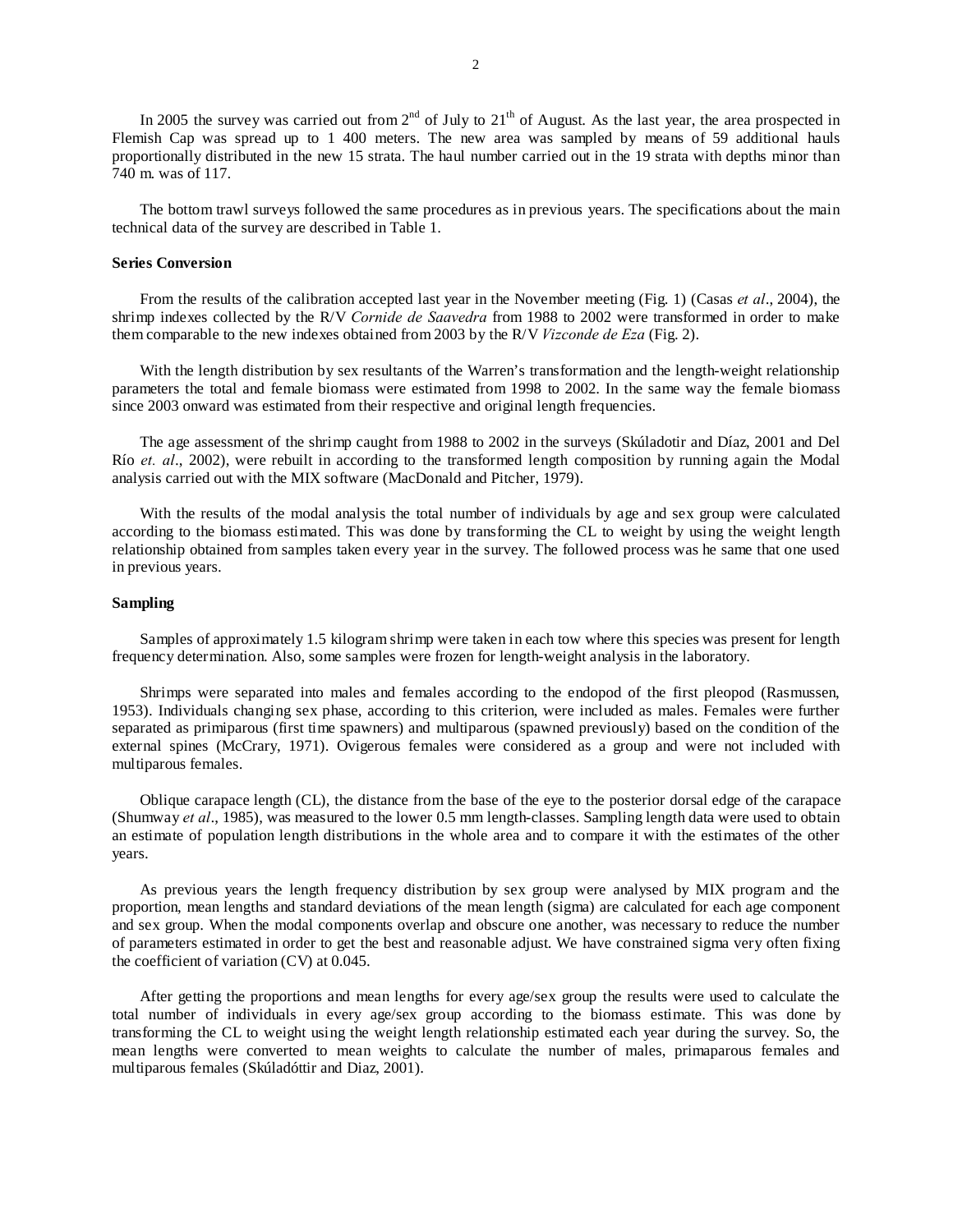In 2005 the survey was carried out from 2nd of July to 21th of August. As the last year, the area prospected in Flemish Cap was spread up to 1 400 meters. The new area was sampled by means of 59 additional hauls proportionally distributed in the new 15 strata. The haul number carried out in the 19 strata with depths minor than 740 m. was of 117.

The bottom trawl surveys followed the same procedures as in previous years. The specifications about the main technical data of the survey are described in Table 1.

**Series Conversion**

From the results of the calibration accepted last year in the November meeting (Fig. 1) (Casas *et al*., 2004), the shrimp indexes collected by the R/V *Cornide de Saavedra* from 1988 to 2002 were transformed in order to make them comparable to the new indexes obtained from 2003 by the R/V *Vizconde de Eza* (Fig. 2).

With the length distribution by sex resultants of the Warren's transformation and the length-weight relationship parameters the total and female biomass were estimated from 1998 to 2002. In the same way the female biomass since 2003 onward was estimated from their respective and original length frequencies.

The age assessment of the shrimp caught from 1988 to 2002 in the surveys (Skúladotir and Díaz, 2001 and Del Río *et. al*., 2002), were rebuilt in according to the transformed length composition by running again the Modal analysis carried out with the MIX software (MacDonald and Pitcher, 1979).

With the results of the modal analysis the total number of individuals by age and sex group were calculated according to the biomass estimated. This was done by transforming the CL to weight by using the weight length relationship obtained from samples taken every year in the survey. The followed process was he same that one used in previous years.

**Sampling**

Samples of approximately 1.5 kilogram shrimp were taken in each tow where this species was present for length frequency determination. Also, some samples were frozen for length-weight analysis in the laboratory.

Shrimps were separated into males and females according to the endopod of the first pleopod (Rasmussen, 1953). Individuals changing sex phase, according to this criterion, were included as males. Females were further separated as primiparous (first time spawners) and multiparous (spawned previously) based on the condition of the external spines (McCrary, 1971). Ovigerous females were considered as a group and were not included with multiparous females.

Oblique carapace length (CL), the distance from the base of the eye to the posterior dorsal edge of the carapace (Shumway *et al*., 1985), was measured to the lower 0.5 mm length-classes. Sampling length data were used to obtain an estimate of population length distributions in the whole area and to compare it with the estimates of the other years.

As previous years the length frequency distribution by sex group were analysed by MIX program and the proportion, mean lengths and standard deviations of the mean length (sigma) are calculated for each age component and sex group. When the modal components overlap and obscure one another, was necessary to reduce the number of parameters estimated in order to get the best and reasonable adjust. We have constrained sigma very often fixing the coefficient of variation (CV) at 0.045.

After getting the proportions and mean lengths for every age/sex group the results were used to calculate the total number of individuals in every age/sex group according to the biomass estimate. This was done by transforming the CL to weight using the weight length relationship estimated each year during the survey. So, the mean lengths were converted to mean weights to calculate the number of males, primaparous females and multiparous females (Skúladóttir and Diaz, 2001).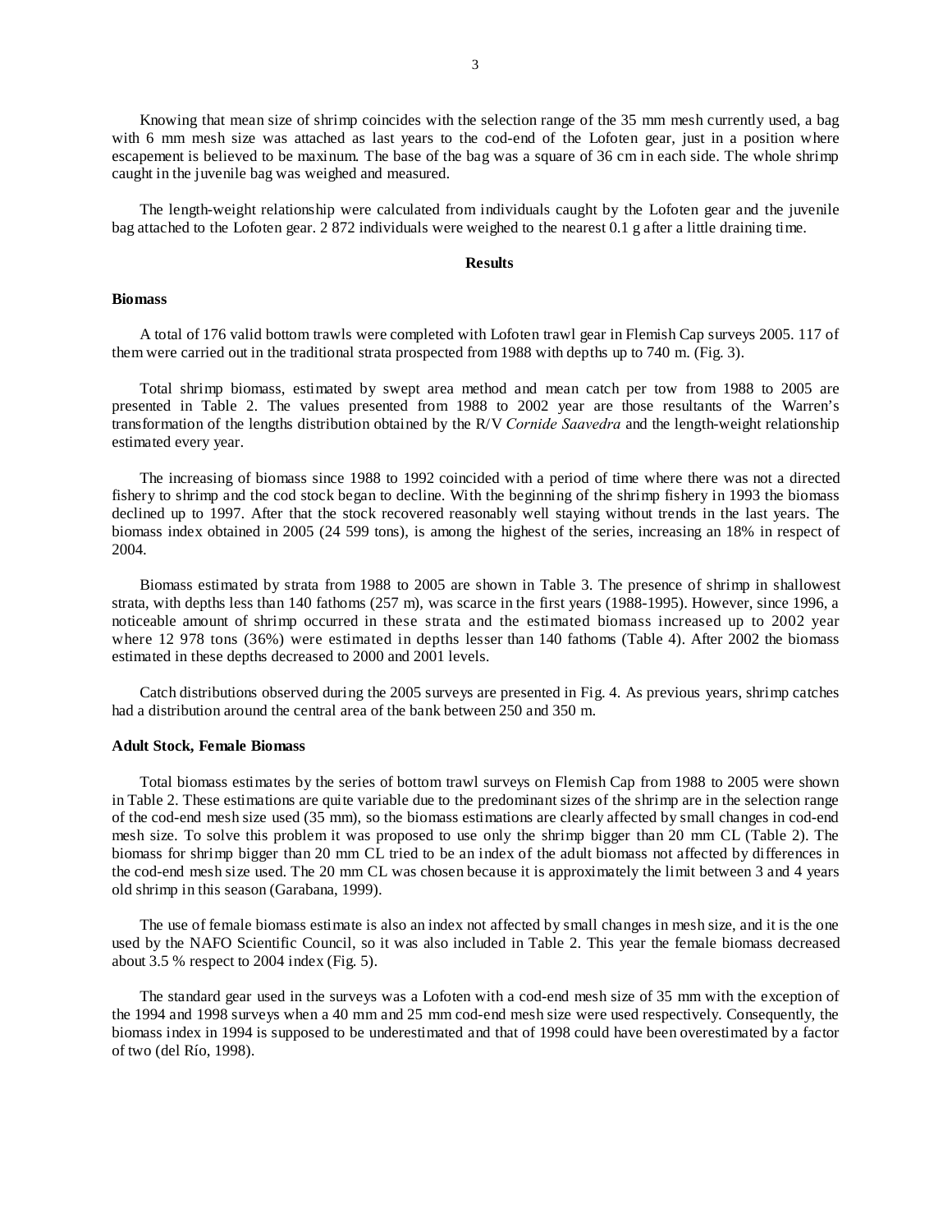Knowing that mean size of shrimp coincides with the selection range of the 35 mm mesh currently used, a bag with 6 mm mesh size was attached as last years to the cod-end of the Lofoten gear, just in a position where escapement is believed to be maxinum. The base of the bag was a square of 36 cm in each side. The whole shrimp caught in the juvenile bag was weighed and measured.

The length-weight relationship were calculated from individuals caught by the Lofoten gear and the juvenile bag attached to the Lofoten gear. 2 872 individuals were weighed to the nearest 0.1 g after a little draining time.

## Results

### Biomass

A total of 176 valid bottom trawls were completed with Lofoten trawl gear in Flemish Cap surveys 2005. 117 of them were carried out in the traditional strata prospected from 1988 with depths up to 740 m. (Fig. 3).

Total shrimp biomass, estimated by swept area method and mean catch per tow from 1988 to 2005 are presented in Table 2. The values presented from 1988 to 2002 year are those resultants of the Warren's transformation of the lengths distribution obtained by the R/V *Cornide Saavedra* and the length-weight relationship estimated every year.

The increasing of biomass since 1988 to 1992 coincided with a period of time where there was not a directed fishery to shrimp and the cod stock began to decline. With the beginning of the shrimp fishery in 1993 the biomass declined up to 1997. After that the stock recovered reasonably well staying without trends in the last years. The biomass index obtained in 2005 (24 599 tons), is among the highest of the series, increasing an 18% in respect of 2004.

Biomass estimated by strata from 1988 to 2005 are shown in Table 3. The presence of shrimp in shallowest strata, with depths less than 140 fathoms (257 m), was scarce in the first years (1988-1995). However, since 1996, a noticeable amount of shrimp occurred in these strata and the estimated biomass increased up to 2002 year where 12 978 tons (36%) were estimated in depths lesser than 140 fathoms (Table 4). After 2002 the biomass estimated in these depths decreased to 2000 and 2001 levels.

Catch distributions observed during the 2005 surveys are presented in Fig. 4. As previous years, shrimp catches had a distribution around the central area of the bank between 250 and 350 m.

### Adult Stock, Female Biomass

Total biomass estimates by the series of bottom trawl surveys on Flemish Cap from 1988 to 2005 were shown in Table 2. These estimations are quite variable due to the predominant sizes of the shrimp are in the selection range of the cod-end mesh size used (35 mm), so the biomass estimations are clearly affected by small changes in cod-end mesh size. To solve this problem it was proposed to use only the shrimp bigger than 20 mm CL (Table 2). The biomass for shrimp bigger than 20 mm CL tried to be an index of the adult biomass not affected by differences in the cod-end mesh size used. The 20 mm CL was chosen because it is approximately the limit between 3 and 4 years old shrimp in this season (Garabana, 1999).

The use of female biomass estimate is also an index not affected by small changes in mesh size, and it is the one used by the NAFO Scientific Council, so it was also included in Table 2. This year the female biomass decreased about 3.5 % respect to 2004 index (Fig. 5).

The standard gear used in the surveys was a Lofoten with a cod-end mesh size of 35 mm with the exception of the 1994 and 1998 surveys when a 40 mm and 25 mm cod-end mesh size were used respectively. Consequently, the biomass index in 1994 is supposed to be underestimated and that of 1998 could have been overestimated by a factor of two (del Río, 1998).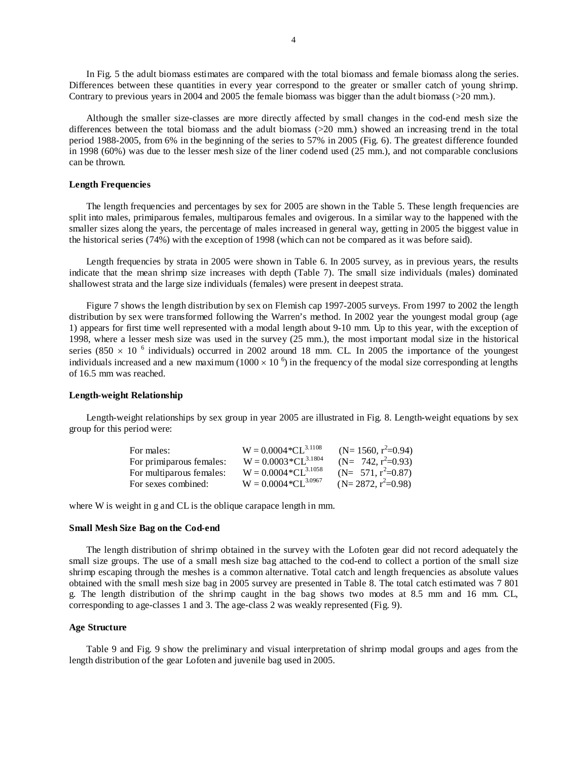In Fig. 5 the adult biomass estimates are compared with the total biomass and female biomass along the series. Differences between these quantities in every year correspond to the greater or smaller catch of young shrimp. Contrary to previous years in 2004 and 2005 the female biomass was bigger than the adult biomass (>20 mm.).

Although the smaller size-classes are more directly affected by small changes in the cod-end mesh size the differences between the total biomass and the adult biomass (>20 mm.) showed an increasing trend in the total period 1988-2005, from 6% in the beginning of the series to 57% in 2005 (Fig. 6). The greatest difference founded in 1998 (60%) was due to the lesser mesh size of the liner codend used (25 mm.), and not comparable conclusions can be thrown.

### Length Frequencies

The length frequencies and percentages by sex for 2005 are shown in the Table 5. These length frequencies are split into males, primiparous females, multiparous females and ovigerous. In a similar way to the happened with the smaller sizes along the years, the percentage of males increased in general way, getting in 2005 the biggest value in the historical series (74%) with the exception of 1998 (which can not be compared as it was before said).

Length frequencies by strata in 2005 were shown in Table 6. In 2005 survey, as in previous years, the results indicate that the mean shrimp size increases with depth (Table 7). The small size individuals (males) dominated shallowest strata and the large size individuals (females) were present in deepest strata.

Figure 7 shows the length distribution by sex on Flemish cap 1997-2005 surveys. From 1997 to 2002 the length distribution by sex were transformed following the Warren's method. In 2002 year the youngest modal group (age 1) appears for first time well represented with a modal length about 9-10 mm. Up to this year, with the exception of 1998, where a lesser mesh size was used in the survey (25 mm.), the most important modal size in the historical series ($850 \times 10^{6}$ individuals) occurred in 2002 around 18 mm. CL. In 2005 the importance of the youngest individuals increased and a new maximum ($1000 \times 10^{6}$) in the frequency of the modal size corresponding at lengths of 16.5 mm was reached.

### Length-weight Relationship

Length-weight relationships by sex group in year 2005 are illustrated in Fig. 8. Length-weight equations by sex group for this period were:

| | | |
|---|---|---|
| For males: | $W = 0.0004 * CL^{3.1108}$ | ($N = 1560$, $r^2 = 0.94$) |
| For primiparous females: | $W = 0.0003 * CL^{3.1804}$ | ($N = 742$, $r^2 = 0.93$) |
| For multiparous females: | $W = 0.0004 * CL^{3.1058}$ | ($N = 571$, $r^2 = 0.87$) |
| For sexes combined: | $W = 0.0004 * CL^{3.0967}$ | ($N = 2872$, $r^2 = 0.98$) |

where W is weight in g and CL is the oblique carapace length in mm.

### Small Mesh Size Bag on the Cod-end

The length distribution of shrimp obtained in the survey with the Lofoten gear did not record adequately the small size groups. The use of a small mesh size bag attached to the cod-end to collect a portion of the small size shrimp escaping through the meshes is a common alternative. Total catch and length frequencies as absolute values obtained with the small mesh size bag in 2005 survey are presented in Table 8. The total catch estimated was 7 801 g. The length distribution of the shrimp caught in the bag shows two modes at 8.5 mm and 16 mm. CL, corresponding to age-classes 1 and 3. The age-class 2 was weakly represented (Fig. 9).

### Age Structure

Table 9 and Fig. 9 show the preliminary and visual interpretation of shrimp modal groups and ages from the length distribution of the gear Lofoten and juvenile bag used in 2005.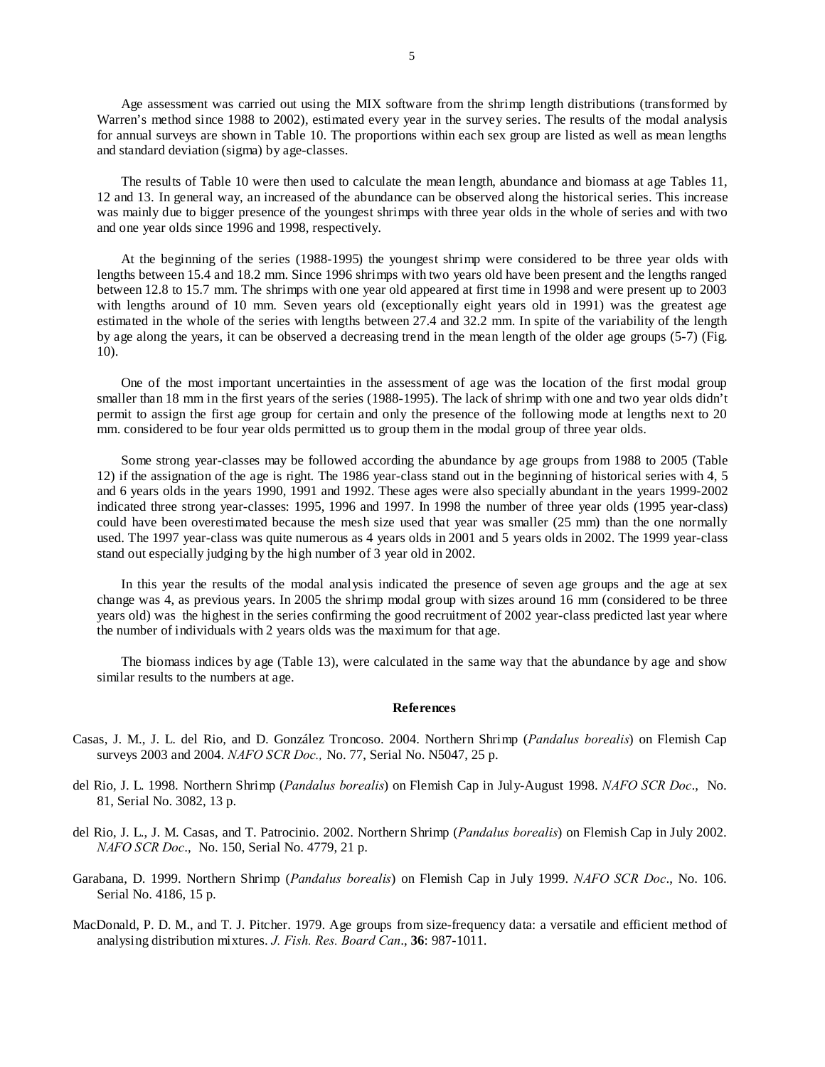Age assessment was carried out using the MIX software from the shrimp length distributions (transformed by Warren's method since 1988 to 2002), estimated every year in the survey series. The results of the modal analysis for annual surveys are shown in Table 10. The proportions within each sex group are listed as well as mean lengths and standard deviation (sigma) by age-classes.

The results of Table 10 were then used to calculate the mean length, abundance and biomass at age Tables 11, 12 and 13. In general way, an increased of the abundance can be observed along the historical series. This increase was mainly due to bigger presence of the youngest shrimps with three year olds in the whole of series and with two and one year olds since 1996 and 1998, respectively.

At the beginning of the series (1988-1995) the youngest shrimp were considered to be three year olds with lengths between 15.4 and 18.2 mm. Since 1996 shrimps with two years old have been present and the lengths ranged between 12.8 to 15.7 mm. The shrimps with one year old appeared at first time in 1998 and were present up to 2003 with lengths around of 10 mm. Seven years old (exceptionally eight years old in 1991) was the greatest age estimated in the whole of the series with lengths between 27.4 and 32.2 mm. In spite of the variability of the length by age along the years, it can be observed a decreasing trend in the mean length of the older age groups (5-7) (Fig. 10).

One of the most important uncertainties in the assessment of age was the location of the first modal group smaller than 18 mm in the first years of the series (1988-1995). The lack of shrimp with one and two year olds didn't permit to assign the first age group for certain and only the presence of the following mode at lengths next to 20 mm. considered to be four year olds permitted us to group them in the modal group of three year olds.

Some strong year-classes may be followed according the abundance by age groups from 1988 to 2005 (Table 12) if the assignation of the age is right. The 1986 year-class stand out in the beginning of historical series with 4, 5 and 6 years olds in the years 1990, 1991 and 1992. These ages were also specially abundant in the years 1999-2002 indicated three strong year-classes: 1995, 1996 and 1997. In 1998 the number of three year olds (1995 year-class) could have been overestimated because the mesh size used that year was smaller (25 mm) than the one normally used. The 1997 year-class was quite numerous as 4 years olds in 2001 and 5 years olds in 2002. The 1999 year-class stand out especially judging by the high number of 3 year old in 2002.

In this year the results of the modal analysis indicated the presence of seven age groups and the age at sex change was 4, as previous years. In 2005 the shrimp modal group with sizes around 16 mm (considered to be three years old) was the highest in the series confirming the good recruitment of 2002 year-class predicted last year where the number of individuals with 2 years olds was the maximum for that age.

The biomass indices by age (Table 13), were calculated in the same way that the abundance by age and show similar results to the numbers at age.

## References

Casas, J. M., J. L. del Rio, and D. González Troncoso. 2004. Northern Shrimp (*Pandalus borealis*) on Flemish Cap surveys 2003 and 2004. *NAFO SCR Doc.,* No. 77, Serial No. N5047, 25 p.

del Rio, J. L. 1998. Northern Shrimp (*Pandalus borealis*) on Flemish Cap in July-August 1998. *NAFO SCR Doc*., No. 81, Serial No. 3082, 13 p.

del Rio, J. L., J. M. Casas, and T. Patrocinio. 2002. Northern Shrimp (*Pandalus borealis*) on Flemish Cap in July 2002. *NAFO SCR Doc*., No. 150, Serial No. 4779, 21 p.

Garabana, D. 1999. Northern Shrimp (*Pandalus borealis*) on Flemish Cap in July 1999. *NAFO SCR Doc*., No. 106. Serial No. 4186, 15 p.

MacDonald, P. D. M., and T. J. Pitcher. 1979. Age groups from size-frequency data: a versatile and efficient method of analysing distribution mixtures. *J. Fish. Res. Board Can*., **36**: 987-1011.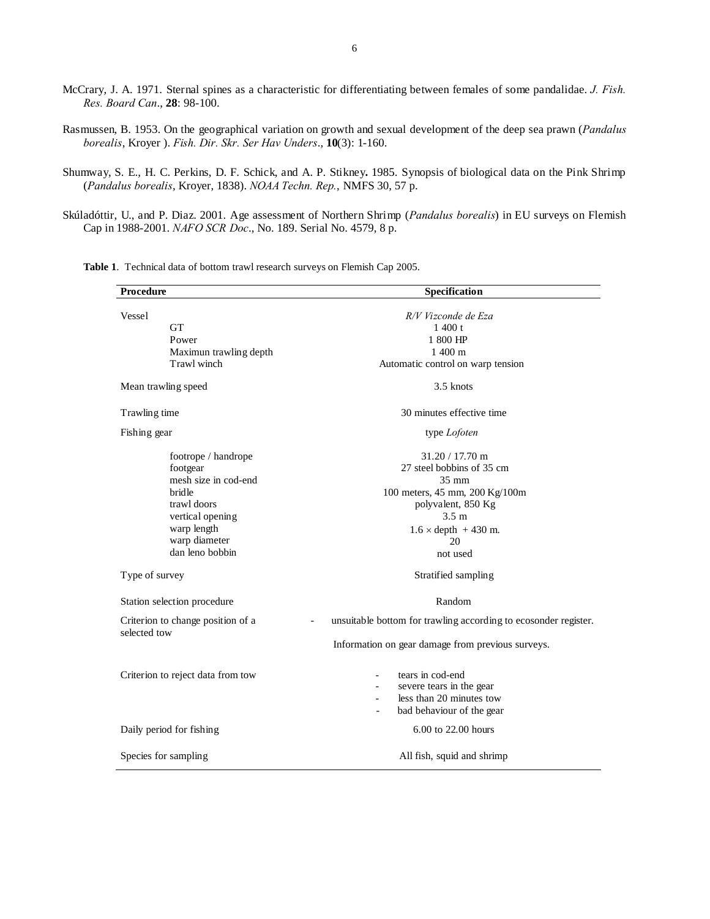McCrary, J. A. 1971. Sternal spines as a characteristic for differentiating between females of some pandalidae. *J. Fish. Res. Board Can*., **28**: 98-100.

Rasmussen, B. 1953. On the geographical variation on growth and sexual development of the deep sea prawn (*Pandalus borealis*, Kroyer ). *Fish. Dir. Skr. Ser Hav Unders*., **10**(3): 1-160.

Shumway, S. E., H. C. Perkins, D. F. Schick, and A. P. Stikney**.** 1985. Synopsis of biological data on the Pink Shrimp (*Pandalus borealis*, Kroyer, 1838). *NOAA Techn. Rep.*, NMFS 30, 57 p.

Skúladóttir, U., and P. Diaz. 2001. Age assessment of Northern Shrimp (*Pandalus borealis*) in EU surveys on Flemish Cap in 1988-2001. *NAFO SCR Doc*., No. 189. Serial No. 4579, 8 p.

**Table 1**. Technical data of bottom trawl research surveys on Flemish Cap 2005.

| Procedure | Specification |
|---|---|
| Vessel | *R/V Vizconde de Eza* |
| GT | 1 400 t |
| Power | 1 800 HP |
| Maximun trawling depth | 1 400 m |
| Trawl winch | Automatic control on warp tension |
| Mean trawling speed | 3.5 knots |
| Trawling time | 30 minutes effective time |
| Fishing gear | type *Lofoten* |
| footrope / handrope | 31.20 / 17.70 m |
| footgear | 27 steel bobbins of 35 cm |
| mesh size in cod-end | 35 mm |
| bridle | 100 meters, 45 mm, 200 Kg/100m |
| trawl doors | polyvalent, 850 Kg |
| vertical opening | 3.5 m |
| warp length | $1.6 \times$ depth + 430 m. |
| warp diameter | 20 |
| dan leno bobbin | not used |
| Type of survey | Stratified sampling |
| Station selection procedure | Random |
| Criterion to change position of a selected tow | - unsuitable bottom for trawling according to ecosonder register.<br>Information on gear damage from previous surveys. |
| Criterion to reject data from tow | - tears in cod-end<br>- severe tears in the gear<br>- less than 20 minutes tow<br>- bad behaviour of the gear |
| Daily period for fishing | 6.00 to 22.00 hours |
| Species for sampling | All fish, squid and shrimp |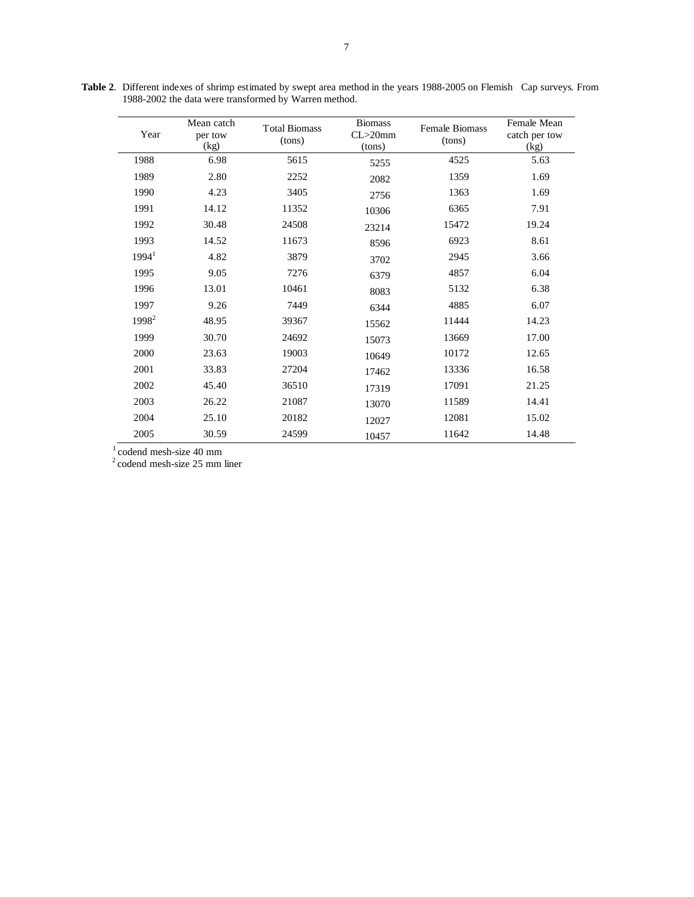**Table 2**. Different indexes of shrimp estimated by swept area method in the years 1988-2005 on Flemish Cap surveys. From 1988-2002 the data were transformed by Warren method.

| Year | Mean catch per tow (kg) | Total Biomass (tons) | Biomass CL>20mm (tons) | Female Biomass (tons) | Female Mean catch per tow (kg) |
|---|---|---|---|---|---|
| 1988 | 6.98 | 5615 | 5255 | 4525 | 5.63 |
| 1989 | 2.80 | 2252 | 2082 | 1359 | 1.69 |
| 1990 | 4.23 | 3405 | 2756 | 1363 | 1.69 |
| 1991 | 14.12 | 11352 | 10306 | 6365 | 7.91 |
| 1992 | 30.48 | 24508 | 23214 | 15472 | 19.24 |
| 1993 | 14.52 | 11673 | 8596 | 6923 | 8.61 |
| 1994[1] | 4.82 | 3879 | 3702 | 2945 | 3.66 |
| 1995 | 9.05 | 7276 | 6379 | 4857 | 6.04 |
| 1996 | 13.01 | 10461 | 8083 | 5132 | 6.38 |
| 1997 | 9.26 | 7449 | 6344 | 4885 | 6.07 |
| 1998[2] | 48.95 | 39367 | 15562 | 11444 | 14.23 |
| 1999 | 30.70 | 24692 | 15073 | 13669 | 17.00 |
| 2000 | 23.63 | 19003 | 10649 | 10172 | 12.65 |
| 2001 | 33.83 | 27204 | 17462 | 13336 | 16.58 |
| 2002 | 45.40 | 36510 | 17319 | 17091 | 21.25 |
| 2003 | 26.22 | 21087 | 13070 | 11589 | 14.41 |
| 2004 | 25.10 | 20182 | 12027 | 12081 | 15.02 |
| 2005 | 30.59 | 24599 | 10457 | 11642 | 14.48 |

[1] codend mesh-size 40 mm
[2] codend mesh-size 25 mm liner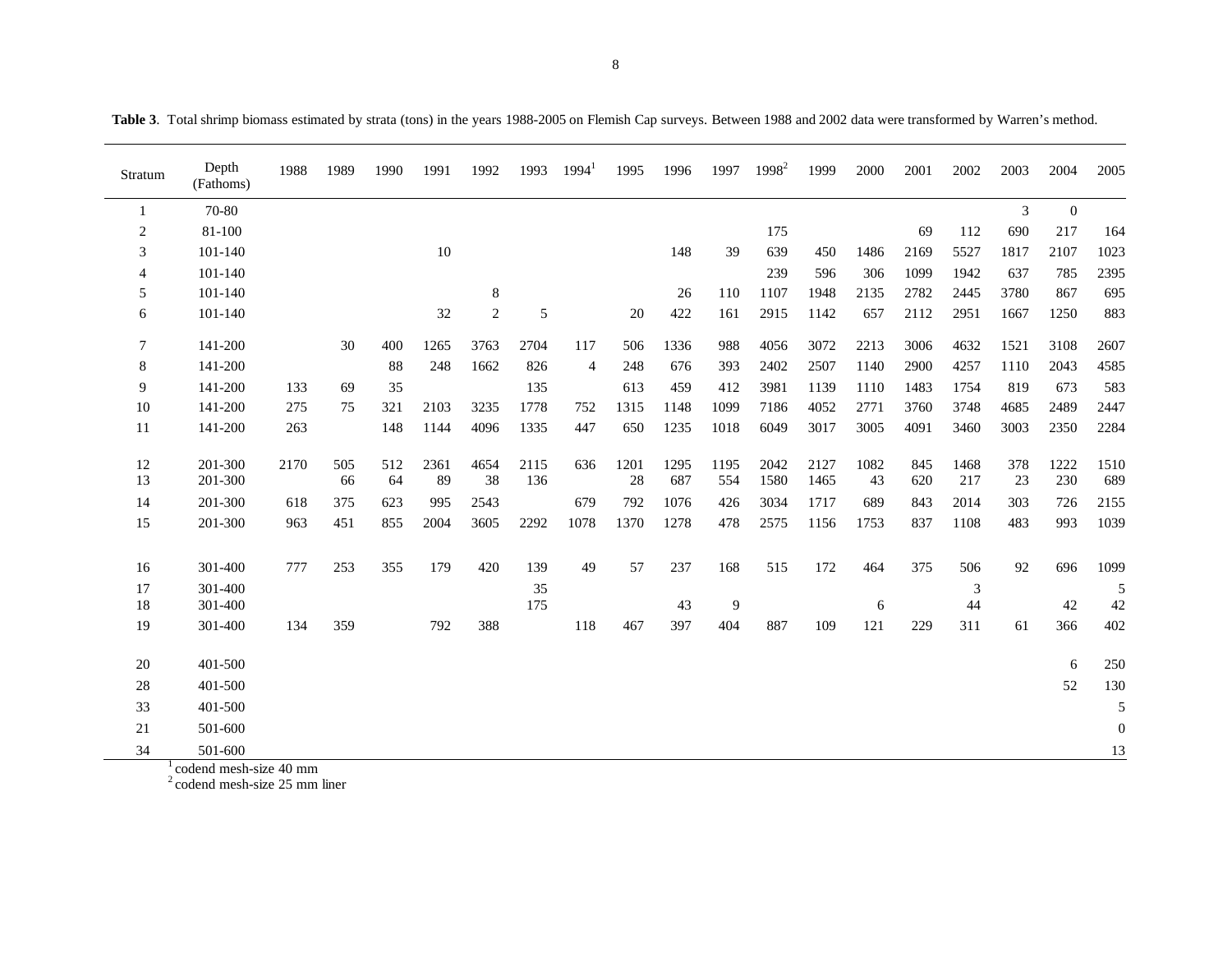**Table 3**. Total shrimp biomass estimated by strata (tons) in the years 1988-2005 on Flemish Cap surveys. Between 1988 and 2002 data were transformed by Warren's method.

| Stratum | Depth (Fathoms) | 1988 | 1989 | 1990 | 1991 | 1992 | 1993 | 1994[1] | 1995 | 1996 | 1997 | 1998[2] | 1999 | 2000 | 2001 | 2002 | 2003 | 2004 | 2005 |
|---|---|---|---|---|---|---|---|---|---|---|---|---|---|---|---|---|---|---|---|
| 1 | 70-80 | | | | | | | | | | | | | | | | 3 | 0 | |
| 2 | 81-100 | | | | | | | | | | | 175 | | | 69 | 112 | 690 | 217 | 164 |
| 3 | 101-140 | | | | 10 | | | | | 148 | 39 | 639 | 450 | 1486 | 2169 | 5527 | 1817 | 2107 | 1023 |
| 4 | 101-140 | | | | | | | | | | | 239 | 596 | 306 | 1099 | 1942 | 637 | 785 | 2395 |
| 5 | 101-140 | | | | | 8 | | | | 26 | 110 | 1107 | 1948 | 2135 | 2782 | 2445 | 3780 | 867 | 695 |
| 6 | 101-140 | | | | 32 | 2 | 5 | | 20 | 422 | 161 | 2915 | 1142 | 657 | 2112 | 2951 | 1667 | 1250 | 883 |
| 7 | 141-200 | | 30 | 400 | 1265 | 3763 | 2704 | 117 | 506 | 1336 | 988 | 4056 | 3072 | 2213 | 3006 | 4632 | 1521 | 3108 | 2607 |
| 8 | 141-200 | | | 88 | 248 | 1662 | 826 | 4 | 248 | 676 | 393 | 2402 | 2507 | 1140 | 2900 | 4257 | 1110 | 2043 | 4585 |
| 9 | 141-200 | 133 | 69 | 35 | | | 135 | | 613 | 459 | 412 | 3981 | 1139 | 1110 | 1483 | 1754 | 819 | 673 | 583 |
| 10 | 141-200 | 275 | 75 | 321 | 2103 | 3235 | 1778 | 752 | 1315 | 1148 | 1099 | 7186 | 4052 | 2771 | 3760 | 3748 | 4685 | 2489 | 2447 |
| 11 | 141-200 | 263 | | 148 | 1144 | 4096 | 1335 | 447 | 650 | 1235 | 1018 | 6049 | 3017 | 3005 | 4091 | 3460 | 3003 | 2350 | 2284 |
| 12 | 201-300 | 2170 | 505 | 512 | 2361 | 4654 | 2115 | 636 | 1201 | 1295 | 1195 | 2042 | 2127 | 1082 | 845 | 1468 | 378 | 1222 | 1510 |
| 13 | 201-300 | | 66 | 64 | 89 | 38 | 136 | | 28 | 687 | 554 | 1580 | 1465 | 43 | 620 | 217 | 23 | 230 | 689 |
| 14 | 201-300 | 618 | 375 | 623 | 995 | 2543 | | 679 | 792 | 1076 | 426 | 3034 | 1717 | 689 | 843 | 2014 | 303 | 726 | 2155 |
| 15 | 201-300 | 963 | 451 | 855 | 2004 | 3605 | 2292 | 1078 | 1370 | 1278 | 478 | 2575 | 1156 | 1753 | 837 | 1108 | 483 | 993 | 1039 |
| 16 | 301-400 | 777 | 253 | 355 | 179 | 420 | 139 | 49 | 57 | 237 | 168 | 515 | 172 | 464 | 375 | 506 | 92 | 696 | 1099 |
| 17 | 301-400 | | | | | | 35 | | | | | | | | | 3 | | | 5 |
| 18 | 301-400 | | | | | | 175 | | | 43 | 9 | | | 6 | | 44 | | 42 | 42 |
| 19 | 301-400 | 134 | 359 | | 792 | 388 | | 118 | 467 | 397 | 404 | 887 | 109 | 121 | 229 | 311 | 61 | 366 | 402 |
| 20 | 401-500 | | | | | | | | | | | | | | | | | 6 | 250 |
| 28 | 401-500 | | | | | | | | | | | | | | | | | 52 | 130 |
| 33 | 401-500 | | | | | | | | | | | | | | | | | | 5 |
| 21 | 501-600 | | | | | | | | | | | | | | | | | | 0 |
| 34 | 501-600 | | | | | | | | | | | | | | | | | | 13 |

[1] codend mesh-size 40 mm
[2] codend mesh-size 25 mm liner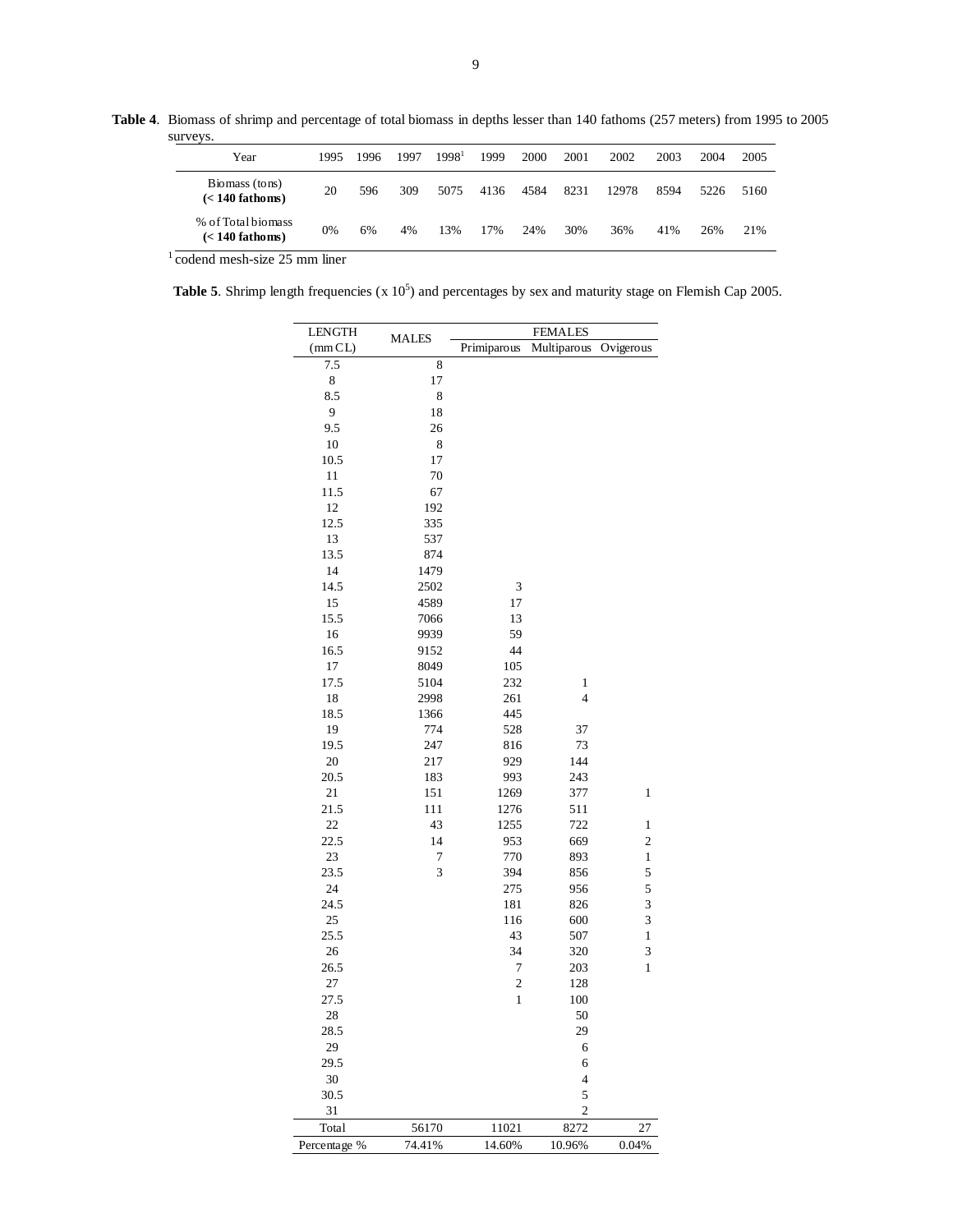**Table 4**. Biomass of shrimp and percentage of total biomass in depths lesser than 140 fathoms (257 meters) from 1995 to 2005 surveys.

| Year | 1995 | 1996 | 1997 | 1998[1] | 1999 | 2000 | 2001 | 2002 | 2003 | 2004 | 2005 |
|---|---|---|---|---|---|---|---|---|---|---|---|
| Biomass (tons) **(< 140 fathoms)** | 20 | 596 | 309 | 5075 | 4136 | 4584 | 8231 | 12978 | 8594 | 5226 | 5160 |
| % of Total biomass **(< 140 fathoms)** | 0% | 6% | 4% | 13% | 17% | 24% | 30% | 36% | 41% | 26% | 21% |

[1] codend mesh-size 25 mm liner

**Table 5**. Shrimp length frequencies (x $10^5$) and percentages by sex and maturity stage on Flemish Cap 2005.

| LENGTH | MALES | FEMALES | | |
|---|---|---|---|---|
| (mm CL) | | Primiparous | Multiparous | Ovigerous |
| 7.5 | 8 | | | |
| 8 | 17 | | | |
| 8.5 | 8 | | | |
| 9 | 18 | | | |
| 9.5 | 26 | | | |
| 10 | 8 | | | |
| 10.5 | 17 | | | |
| 11 | 70 | | | |
| 11.5 | 67 | | | |
| 12 | 192 | | | |
| 12.5 | 335 | | | |
| 13 | 537 | | | |
| 13.5 | 874 | | | |
| 14 | 1479 | | | |
| 14.5 | 2502 | 3 | | |
| 15 | 4589 | 17 | | |
| 15.5 | 7066 | 13 | | |
| 16 | 9939 | 59 | | |
| 16.5 | 9152 | 44 | | |
| 17 | 8049 | 105 | | |
| 17.5 | 5104 | 232 | 1 | |
| 18 | 2998 | 261 | 4 | |
| 18.5 | 1366 | 445 | | |
| 19 | 774 | 528 | 37 | |
| 19.5 | 247 | 816 | 73 | |
| 20 | 217 | 929 | 144 | |
| 20.5 | 183 | 993 | 243 | |
| 21 | 151 | 1269 | 377 | 1 |
| 21.5 | 111 | 1276 | 511 | |
| 22 | 43 | 1255 | 722 | 1 |
| 22.5 | 14 | 953 | 669 | 2 |
| 23 | 7 | 770 | 893 | 1 |
| 23.5 | 3 | 394 | 856 | 5 |
| 24 | | 275 | 956 | 5 |
| 24.5 | | 181 | 826 | 3 |
| 25 | | 116 | 600 | 3 |
| 25.5 | | 43 | 507 | 1 |
| 26 | | 34 | 320 | 3 |
| 26.5 | | 7 | 203 | 1 |
| 27 | | 2 | 128 | |
| 27.5 | | 1 | 100 | |
| 28 | | | 50 | |
| 28.5 | | | 29 | |
| 29 | | | 6 | |
| 29.5 | | | 6 | |
| 30 | | | 4 | |
| 30.5 | | | 5 | |
| 31 | | | 2 | |
| Total | 56170 | 11021 | 8272 | 27 |
| Percentage % | 74.41% | 14.60% | 10.96% | 0.04% |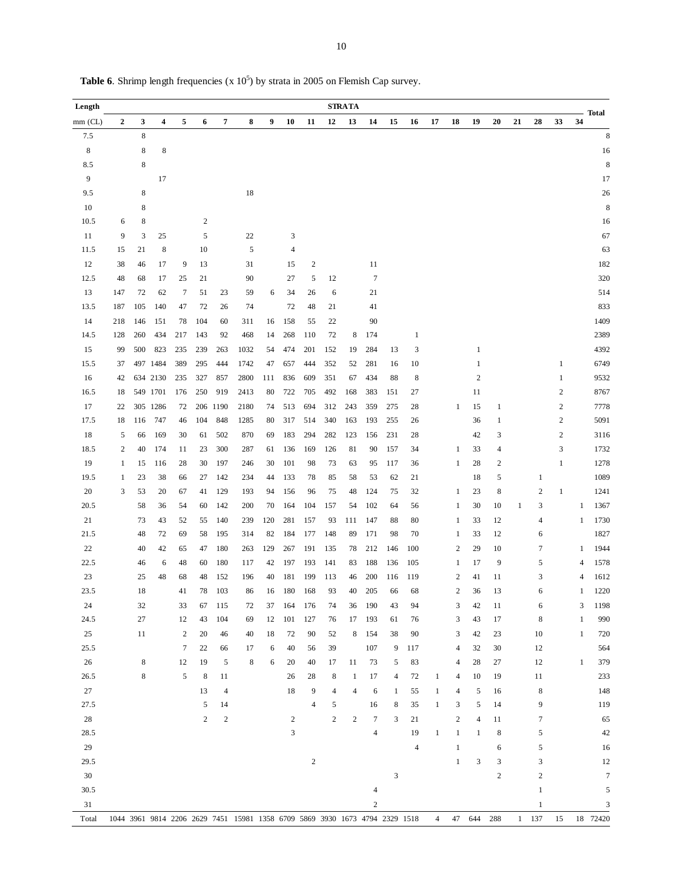**Table 6**. Shrimp length frequencies (x $10^5$) by strata in 2005 on Flemish Cap survey.

| Length | STRATA | | | | | | | | | | | | | | | | | | | | | | | Total |
|---|---|---|---|---|---|---|---|---|---|---|---|---|---|---|---|---|---|---|---|---|---|---|---|---|
| mm (CL) | 2 | 3 | 4 | 5 | 6 | 7 | 8 | 9 | 10 | 11 | 12 | 13 | 14 | 15 | 16 | 17 | 18 | 19 | 20 | 21 | 28 | 33 | 34 | |
| 7.5 | | 8 | | | | | | | | | | | | | | | | | | | | | | 8 |
| 8 | | 8 | 8 | | | | | | | | | | | | | | | | | | | | | 16 |
| 8.5 | | 8 | | | | | | | | | | | | | | | | | | | | | | 8 |
| 9 | | | 17 | | | | | | | | | | | | | | | | | | | | | 17 |
| 9.5 | | 8 | | | | | 18 | | | | | | | | | | | | | | | | | 26 |
| 10 | | 8 | | | | | | | | | | | | | | | | | | | | | | 8 |
| 10.5 | 6 | 8 | | | 2 | | | | | | | | | | | | | | | | | | | 16 |
| 11 | 9 | 3 | 25 | | 5 | | 22 | | 3 | | | | | | | | | | | | | | | 67 |
| 11.5 | 15 | 21 | 8 | | 10 | | 5 | | 4 | | | | | | | | | | | | | | | 63 |
| 12 | 38 | 46 | 17 | 9 | 13 | | 31 | | 15 | 2 | | | 11 | | | | | | | | | | | 182 |
| 12.5 | 48 | 68 | 17 | 25 | 21 | | 90 | | 27 | 5 | 12 | | 7 | | | | | | | | | | | 320 |
| 13 | 147 | 72 | 62 | 7 | 51 | 23 | 59 | 6 | 34 | 26 | 6 | | 21 | | | | | | | | | | | 514 |
| 13.5 | 187 | 105 | 140 | 47 | 72 | 26 | 74 | | 72 | 48 | 21 | | 41 | | | | | | | | | | | 833 |
| 14 | 218 | 146 | 151 | 78 | 104 | 60 | 311 | 16 | 158 | 55 | 22 | | 90 | | | | | | | | | | | 1409 |
| 14.5 | 128 | 260 | 434 | 217 | 143 | 92 | 468 | 14 | 268 | 110 | 72 | 8 | 174 | | 1 | | | | | | | | | 2389 |
| 15 | 99 | 500 | 823 | 235 | 239 | 263 | 1032 | 54 | 474 | 201 | 152 | 19 | 284 | 13 | 3 | | | 1 | | | | | | 4392 |
| 15.5 | 37 | 497 | 1484 | 389 | 295 | 444 | 1742 | 47 | 657 | 444 | 352 | 52 | 281 | 16 | 10 | | | 1 | | | | 1 | | 6749 |
| 16 | 42 | 634 | 2130 | 235 | 327 | 857 | 2800 | 111 | 836 | 609 | 351 | 67 | 434 | 88 | 8 | | | 2 | | | | 1 | | 9532 |
| 16.5 | 18 | 549 | 1701 | 176 | 250 | 919 | 2413 | 80 | 722 | 705 | 492 | 168 | 383 | 151 | 27 | | | 11 | | | | 2 | | 8767 |
| 17 | 22 | 305 | 1286 | 72 | 206 | 1190 | 2180 | 74 | 513 | 694 | 312 | 243 | 359 | 275 | 28 | | 1 | 15 | 1 | | | 2 | | 7778 |
| 17.5 | 18 | 116 | 747 | 46 | 104 | 848 | 1285 | 80 | 317 | 514 | 340 | 163 | 193 | 255 | 26 | | | 36 | 1 | | | 2 | | 5091 |
| 18 | 5 | 66 | 169 | 30 | 61 | 502 | 870 | 69 | 183 | 294 | 282 | 123 | 156 | 231 | 28 | | | 42 | 3 | | | 2 | | 3116 |
| 18.5 | 2 | 40 | 174 | 11 | 23 | 300 | 287 | 61 | 136 | 169 | 126 | 81 | 90 | 157 | 34 | | 1 | 33 | 4 | | | 3 | | 1732 |
| 19 | 1 | 15 | 116 | 28 | 30 | 197 | 246 | 30 | 101 | 98 | 73 | 63 | 95 | 117 | 36 | | 1 | 28 | 2 | | | 1 | | 1278 |
| 19.5 | 1 | 23 | 38 | 66 | 27 | 142 | 234 | 44 | 133 | 78 | 85 | 58 | 53 | 62 | 21 | | | 18 | 5 | | 1 | | | 1089 |
| 20 | 3 | 53 | 20 | 67 | 41 | 129 | 193 | 94 | 156 | 96 | 75 | 48 | 124 | 75 | 32 | | 1 | 23 | 8 | | 2 | 1 | | 1241 |
| 20.5 | | 58 | 36 | 54 | 60 | 142 | 200 | 70 | 164 | 104 | 157 | 54 | 102 | 64 | 56 | | 1 | 30 | 10 | 1 | 3 | | 1 | 1367 |
| 21 | | 73 | 43 | 52 | 55 | 140 | 239 | 120 | 281 | 157 | 93 | 111 | 147 | 88 | 80 | | 1 | 33 | 12 | | 4 | | 1 | 1730 |
| 21.5 | | 48 | 72 | 69 | 58 | 195 | 314 | 82 | 184 | 177 | 148 | 89 | 171 | 98 | 70 | | 1 | 33 | 12 | | 6 | | | 1827 |
| 22 | | 40 | 42 | 65 | 47 | 180 | 263 | 129 | 267 | 191 | 135 | 78 | 212 | 146 | 100 | | 2 | 29 | 10 | | 7 | | 1 | 1944 |
| 22.5 | | 46 | 6 | 48 | 60 | 180 | 117 | 42 | 197 | 193 | 141 | 83 | 188 | 136 | 105 | | 1 | 17 | 9 | | 5 | | 4 | 1578 |
| 23 | | 25 | 48 | 68 | 48 | 152 | 196 | 40 | 181 | 199 | 113 | 46 | 200 | 116 | 119 | | 2 | 41 | 11 | | 3 | | 4 | 1612 |
| 23.5 | | 18 | | 41 | 78 | 103 | 86 | 16 | 180 | 168 | 93 | 40 | 205 | 66 | 68 | | 2 | 36 | 13 | | 6 | | 1 | 1220 |
| 24 | | 32 | | 33 | 67 | 115 | 72 | 37 | 164 | 176 | 74 | 36 | 190 | 43 | 94 | | 3 | 42 | 11 | | 6 | | 3 | 1198 |
| 24.5 | | 27 | | 12 | 43 | 104 | 69 | 12 | 101 | 127 | 76 | 17 | 193 | 61 | 76 | | 3 | 43 | 17 | | 8 | | 1 | 990 |
| 25 | | 11 | | 2 | 20 | 46 | 40 | 18 | 72 | 90 | 52 | 8 | 154 | 38 | 90 | | 3 | 42 | 23 | | 10 | | 1 | 720 |
| 25.5 | | | | 7 | 22 | 66 | 17 | 6 | 40 | 56 | 39 | | 107 | 9 | 117 | | 4 | 32 | 30 | | 12 | | | 564 |
| 26 | | 8 | | 12 | 19 | 5 | 8 | 6 | 20 | 40 | 17 | 11 | 73 | 5 | 83 | | 4 | 28 | 27 | | 12 | | 1 | 379 |
| 26.5 | | 8 | | 5 | 8 | 11 | | | 26 | 28 | 8 | 1 | 17 | 4 | 72 | 1 | 4 | 10 | 19 | | 11 | | | 233 |
| 27 | | | | | 13 | 4 | | | 18 | 9 | 4 | 4 | 6 | 1 | 55 | 1 | 4 | 5 | 16 | | 8 | | | 148 |
| 27.5 | | | | | 5 | 14 | | | | 4 | 5 | | 16 | 8 | 35 | 1 | 3 | 5 | 14 | | 9 | | | 119 |
| 28 | | | | | 2 | 2 | | | 2 | | 2 | 2 | 7 | 3 | 21 | | 2 | 4 | 11 | | 7 | | | 65 |
| 28.5 | | | | | | | | | 3 | | | | 4 | | 19 | 1 | 1 | 1 | 8 | | 5 | | | 42 |
| 29 | | | | | | | | | | | | | | | 4 | | 1 | | 6 | | 5 | | | 16 |
| 29.5 | | | | | | | | | | 2 | | | | | | | 1 | 3 | 3 | | 3 | | | 12 |
| 30 | | | | | | | | | | | | | | 3 | | | | | 2 | | 2 | | | 7 |
| 30.5 | | | | | | | | | | | | | 4 | | | | | | | | 1 | | | 5 |
| 31 | | | | | | | | | | | | | 2 | | | | | | | | 1 | | | 3 |
| Total | 1044 | 3961 | 9814 | 2206 | 2629 | 7451 | 15981 | 1358 | 6709 | 5869 | 3930 | 1673 | 4794 | 2329 | 1518 | 4 | 47 | 644 | 288 | 1 | 137 | 15 | 18 | 72420 |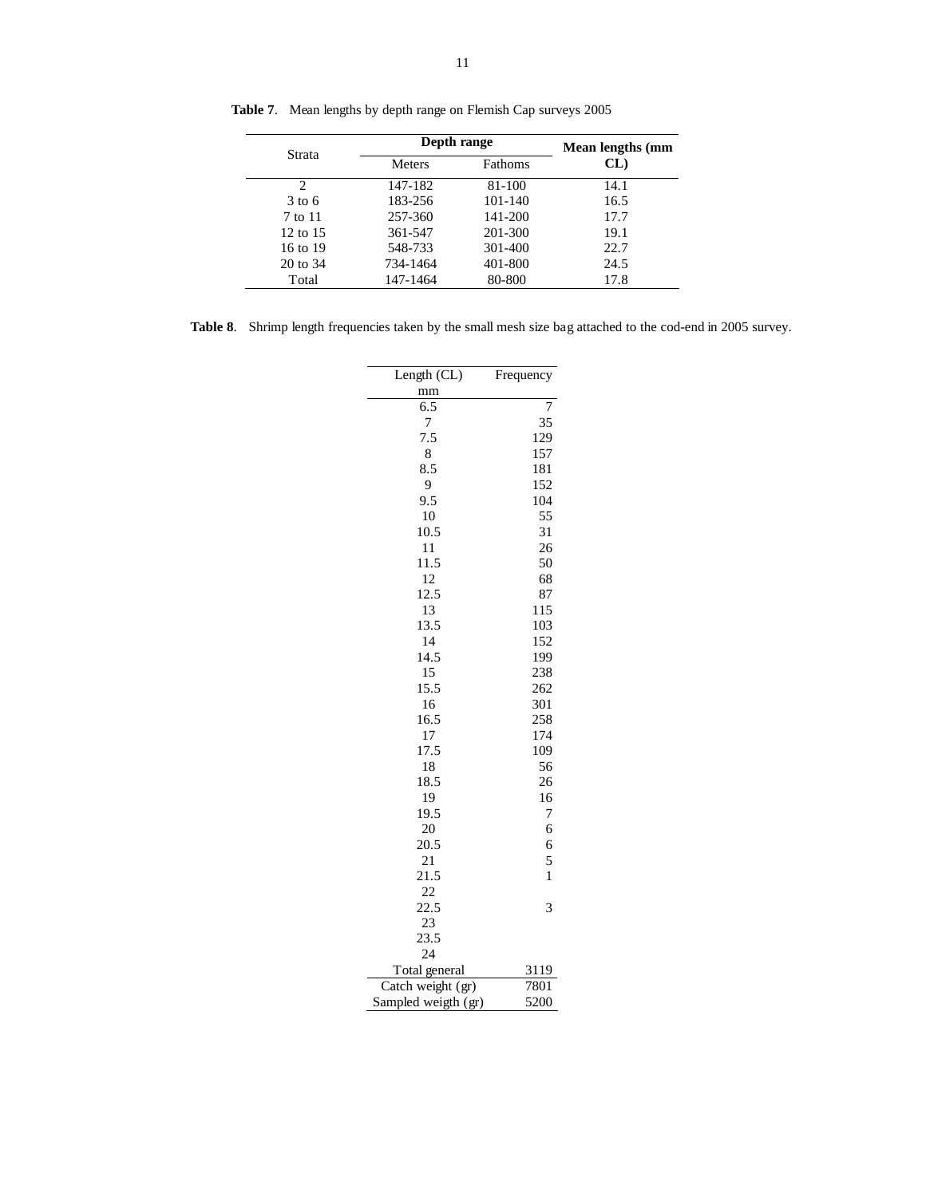**Table 7**. Mean lengths by depth range on Flemish Cap surveys 2005

| Strata | Depth range | | Mean lengths (mm CL) |
|---|---|---|---|
| | Meters | Fathoms | |
| 2 | 147-182 | 81-100 | 14.1 |
| 3 to 6 | 183-256 | 101-140 | 16.5 |
| 7 to 11 | 257-360 | 141-200 | 17.7 |
| 12 to 15 | 361-547 | 201-300 | 19.1 |
| 16 to 19 | 548-733 | 301-400 | 22.7 |
| 20 to 34 | 734-1464 | 401-800 | 24.5 |
| Total | 147-1464 | 80-800 | 17.8 |

**Table 8**. Shrimp length frequencies taken by the small mesh size bag attached to the cod-end in 2005 survey.

| Length (CL) mm | Frequency |
|---|---|
| 6.5 | 7 |
| 7 | 35 |
| 7.5 | 129 |
| 8 | 157 |
| 8.5 | 181 |
| 9 | 152 |
| 9.5 | 104 |
| 10 | 55 |
| 10.5 | 31 |
| 11 | 26 |
| 11.5 | 50 |
| 12 | 68 |
| 12.5 | 87 |
| 13 | 115 |
| 13.5 | 103 |
| 14 | 152 |
| 14.5 | 199 |
| 15 | 238 |
| 15.5 | 262 |
| 16 | 301 |
| 16.5 | 258 |
| 17 | 174 |
| 17.5 | 109 |
| 18 | 56 |
| 18.5 | 26 |
| 19 | 16 |
| 19.5 | 7 |
| 20 | 6 |
| 20.5 | 6 |
| 21 | 5 |
| 21.5 | 1 |
| 22 | |
| 22.5 | 3 |
| 23 | |
| 23.5 | |
| 24 | |
| Total general | 3119 |
| Catch weight (gr) | 7801 |
| Sampled weigth (gr) | 5200 |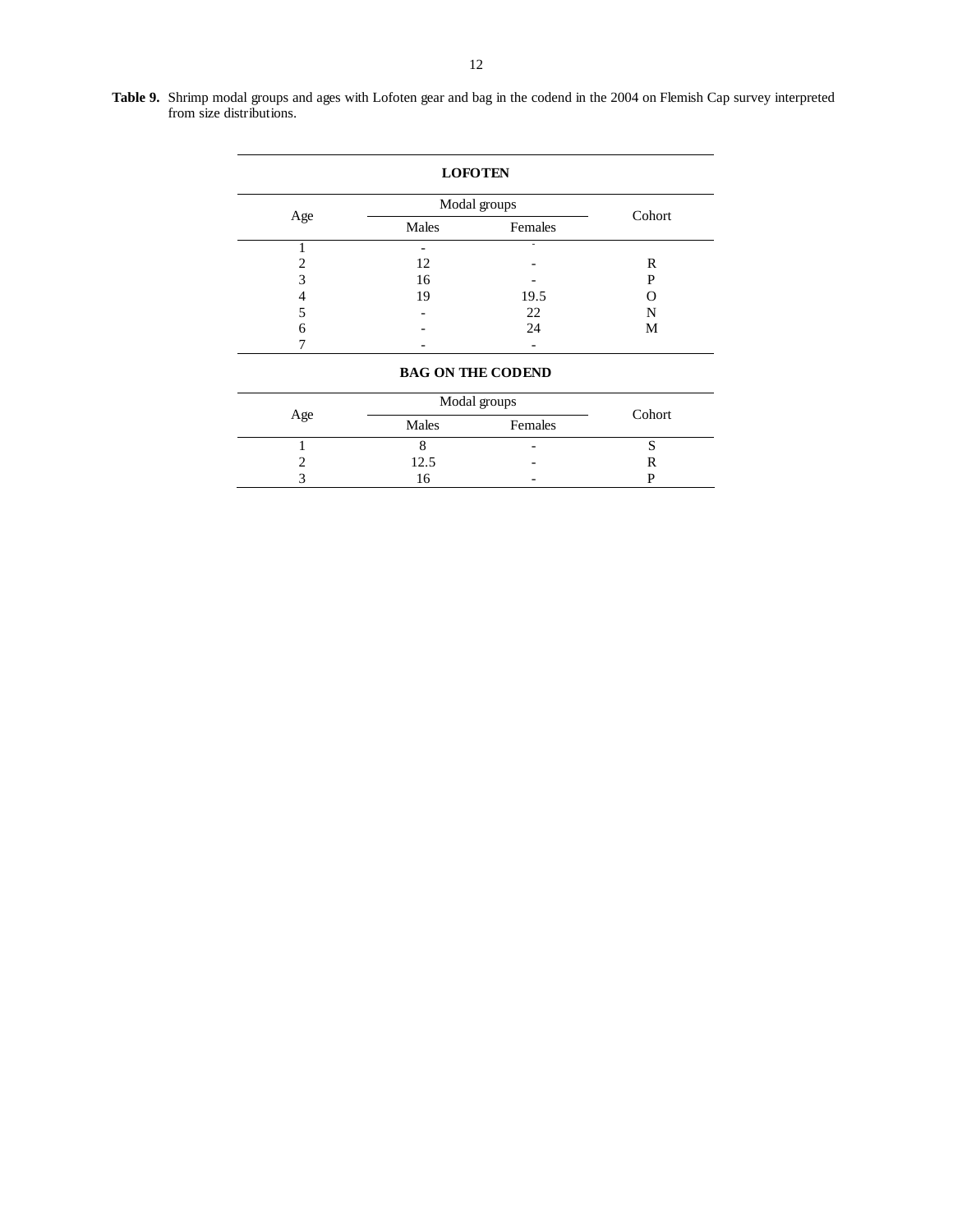**Table 9.** Shrimp modal groups and ages with Lofoten gear and bag in the codend in the 2004 on Flemish Cap survey interpreted from size distributions.

**LOFOTEN**

| Age | Modal groups | | Cohort |
|---|---|---|---|
| | Males | Females | |
| 1 | - | - | |
| 2 | 12 | - | R |
| 3 | 16 | - | P |
| 4 | 19 | 19.5 | O |
| 5 | - | 22 | N |
| 6 | - | 24 | M |
| 7 | - | - | |

**BAG ON THE CODEND**

| Age | Modal groups | | Cohort |
|---|---|---|---|
| | Males | Females | |
| 1 | 8 | - | S |
| 2 | 12.5 | - | R |
| 3 | 16 | - | P |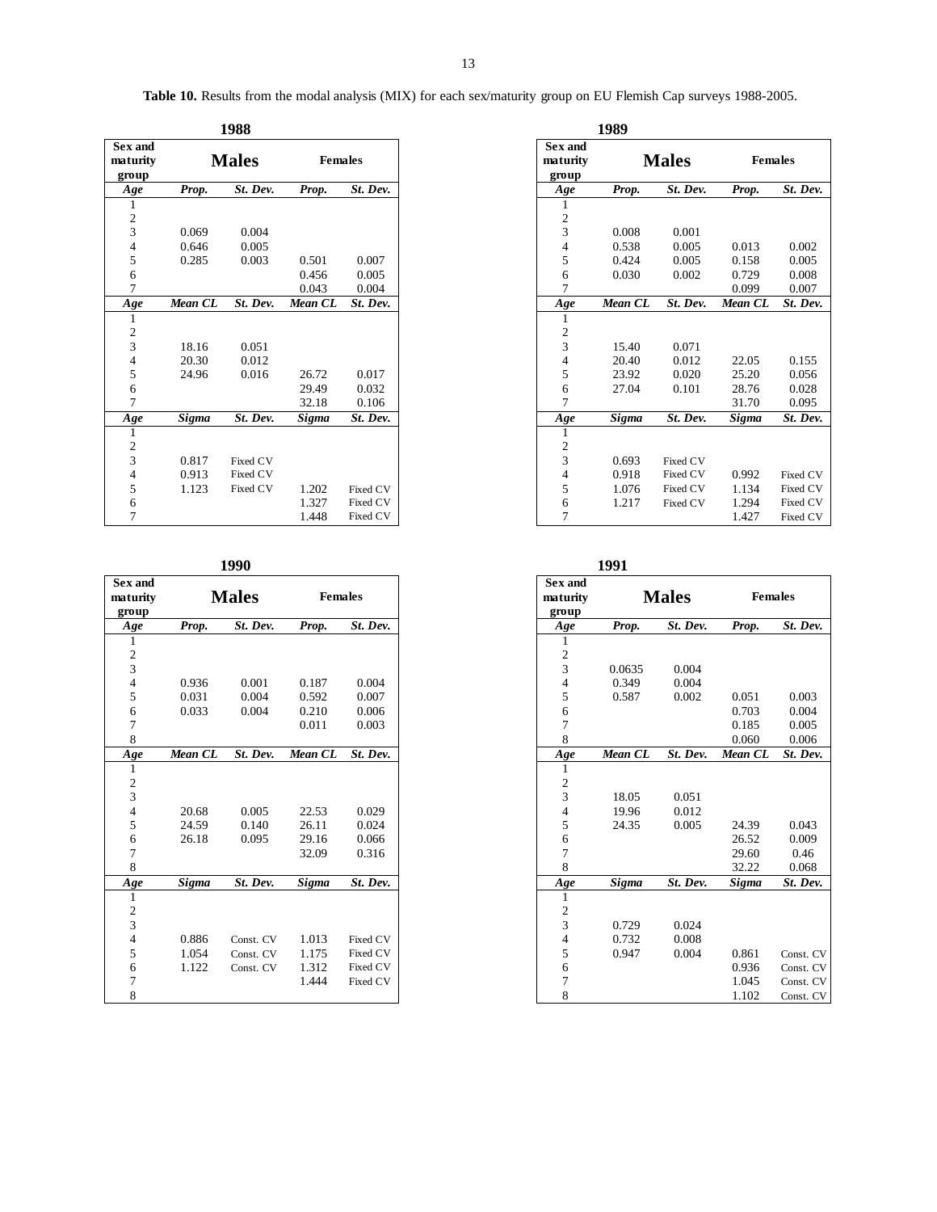**Table 10.** Results from the modal analysis (MIX) for each sex/maturity group on EU Flemish Cap surveys 1988-2005.

**1988**

| Sex and maturity group | Males | | Females | |
|---|---|---|---|---|
| *Age* | *Prop.* | *St. Dev.* | *Prop.* | *St. Dev.* |
| 1 | | | | |
| 2 | | | | |
| 3 | 0.069 | 0.004 | | |
| 4 | 0.646 | 0.005 | | |
| 5 | 0.285 | 0.003 | 0.501 | 0.007 |
| 6 | | | 0.456 | 0.005 |
| 7 | | | 0.043 | 0.004 |
| *Age* | *Mean CL* | *St. Dev.* | *Mean CL* | *St. Dev.* |
| 1 | | | | |
| 2 | | | | |
| 3 | 18.16 | 0.051 | | |
| 4 | 20.30 | 0.012 | | |
| 5 | 24.96 | 0.016 | 26.72 | 0.017 |
| 6 | | | 29.49 | 0.032 |
| 7 | | | 32.18 | 0.106 |
| *Age* | *Sigma* | *St. Dev.* | *Sigma* | *St. Dev.* |
| 1 | | | | |
| 2 | | | | |
| 3 | 0.817 | Fixed CV | | |
| 4 | 0.913 | Fixed CV | | |
| 5 | 1.123 | Fixed CV | 1.202 | Fixed CV |
| 6 | | | 1.327 | Fixed CV |
| 7 | | | 1.448 | Fixed CV |

**1989**

| Sex and maturity group | Males | | Females | |
|---|---|---|---|---|
| *Age* | *Prop.* | *St. Dev.* | *Prop.* | *St. Dev.* |
| 1 | | | | |
| 2 | | | | |
| 3 | 0.008 | 0.001 | | |
| 4 | 0.538 | 0.005 | 0.013 | 0.002 |
| 5 | 0.424 | 0.005 | 0.158 | 0.005 |
| 6 | 0.030 | 0.002 | 0.729 | 0.008 |
| 7 | | | 0.099 | 0.007 |
| *Age* | *Mean CL* | *St. Dev.* | *Mean CL* | *St. Dev.* |
| 1 | | | | |
| 2 | | | | |
| 3 | 15.40 | 0.071 | | |
| 4 | 20.40 | 0.012 | 22.05 | 0.155 |
| 5 | 23.92 | 0.020 | 25.20 | 0.056 |
| 6 | 27.04 | 0.101 | 28.76 | 0.028 |
| 7 | | | 31.70 | 0.095 |
| *Age* | *Sigma* | *St. Dev.* | *Sigma* | *St. Dev.* |
| 1 | | | | |
| 2 | | | | |
| 3 | 0.693 | Fixed CV | | |
| 4 | 0.918 | Fixed CV | 0.992 | Fixed CV |
| 5 | 1.076 | Fixed CV | 1.134 | Fixed CV |
| 6 | 1.217 | Fixed CV | 1.294 | Fixed CV |
| 7 | | | 1.427 | Fixed CV |

**1990**

| Sex and maturity group | Males | | Females | |
|---|---|---|---|---|
| *Age* | *Prop.* | *St. Dev.* | *Prop.* | *St. Dev.* |
| 1 | | | | |
| 2 | | | | |
| 3 | | | | |
| 4 | 0.936 | 0.001 | 0.187 | 0.004 |
| 5 | 0.031 | 0.004 | 0.592 | 0.007 |
| 6 | 0.033 | 0.004 | 0.210 | 0.006 |
| 7 | | | 0.011 | 0.003 |
| 8 | | | | |
| *Age* | *Mean CL* | *St. Dev.* | *Mean CL* | *St. Dev.* |
| 1 | | | | |
| 2 | | | | |
| 3 | | | | |
| 4 | 20.68 | 0.005 | 22.53 | 0.029 |
| 5 | 24.59 | 0.140 | 26.11 | 0.024 |
| 6 | 26.18 | 0.095 | 29.16 | 0.066 |
| 7 | | | 32.09 | 0.316 |
| 8 | | | | |
| *Age* | *Sigma* | *St. Dev.* | *Sigma* | *St. Dev.* |
| 1 | | | | |
| 2 | | | | |
| 3 | | | | |
| 4 | 0.886 | Const. CV | 1.013 | Fixed CV |
| 5 | 1.054 | Const. CV | 1.175 | Fixed CV |
| 6 | 1.122 | Const. CV | 1.312 | Fixed CV |
| 7 | | | 1.444 | Fixed CV |
| 8 | | | | |

**1991**

| Sex and maturity group | Males | | Females | |
|---|---|---|---|---|
| *Age* | *Prop.* | *St. Dev.* | *Prop.* | *St. Dev.* |
| 1 | | | | |
| 2 | | | | |
| 3 | 0.0635 | 0.004 | | |
| 4 | 0.349 | 0.004 | | |
| 5 | 0.587 | 0.002 | 0.051 | 0.003 |
| 6 | | | 0.703 | 0.004 |
| 7 | | | 0.185 | 0.005 |
| 8 | | | 0.060 | 0.006 |
| *Age* | *Mean CL* | *St. Dev.* | *Mean CL* | *St. Dev.* |
| 1 | | | | |
| 2 | | | | |
| 3 | 18.05 | 0.051 | | |
| 4 | 19.96 | 0.012 | | |
| 5 | 24.35 | 0.005 | 24.39 | 0.043 |
| 6 | | | 26.52 | 0.009 |
| 7 | | | 29.60 | 0.46 |
| 8 | | | 32.22 | 0.068 |
| *Age* | *Sigma* | *St. Dev.* | *Sigma* | *St. Dev.* |
| 1 | | | | |
| 2 | | | | |
| 3 | 0.729 | 0.024 | | |
| 4 | 0.732 | 0.008 | | |
| 5 | 0.947 | 0.004 | 0.861 | Const. CV |
| 6 | | | 0.936 | Const. CV |
| 7 | | | 1.045 | Const. CV |
| 8 | | | 1.102 | Const. CV |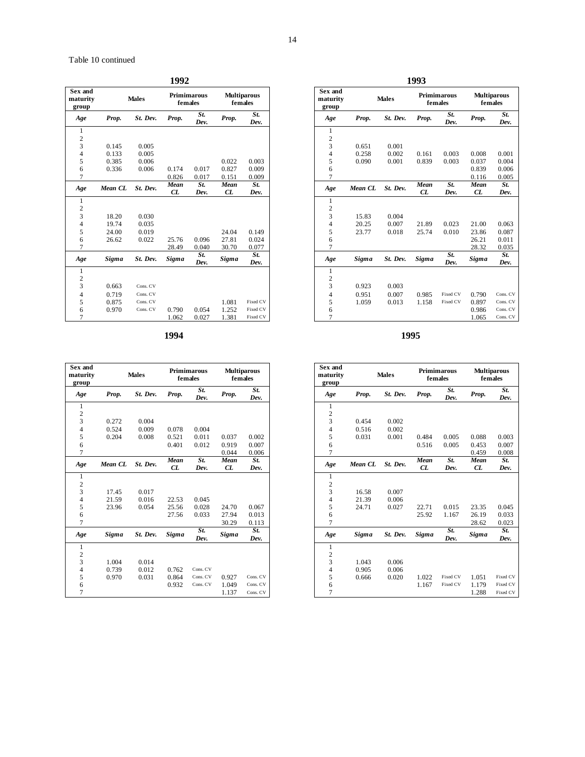Table 10 continued

### 1992

| Sex and maturity group | Males | | Primimarous females | | Multiparous females | |
|---|---|---|---|---|---|---|
| *Age* | *Prop.* | *St. Dev.* | *Prop.* | *St. Dev.* | *Prop.* | *St. Dev.* |
| 1 | | | | | | |
| 2 | | | | | | |
| 3 | 0.145 | 0.005 | | | | |
| 4 | 0.133 | 0.005 | | | | |
| 5 | 0.385 | 0.006 | | | 0.022 | 0.003 |
| 6 | 0.336 | 0.006 | 0.174 | 0.017 | 0.827 | 0.009 |
| 7 | | | 0.826 | 0.017 | 0.151 | 0.009 |
| *Age* | *Mean CL* | *St. Dev.* | *Mean CL* | *St. Dev.* | *Mean CL* | *St. Dev.* |
| 1 | | | | | | |
| 2 | | | | | | |
| 3 | 18.20 | 0.030 | | | | |
| 4 | 19.74 | 0.035 | | | | |
| 5 | 24.00 | 0.019 | | | 24.04 | 0.149 |
| 6 | 26.62 | 0.022 | 25.76 | 0.096 | 27.81 | 0.024 |
| 7 | | | 28.49 | 0.040 | 30.70 | 0.077 |
| *Age* | *Sigma* | *St. Dev.* | *Sigma* | *St. Dev.* | *Sigma* | *St. Dev.* |
| 1 | | | | | | |
| 2 | | | | | | |
| 3 | 0.663 | Cons. CV | | | | |
| 4 | 0.719 | Cons. CV | | | | |
| 5 | 0.875 | Cons. CV | | | 1.081 | Fixed CV |
| 6 | 0.970 | Cons. CV | 0.790 | 0.054 | 1.252 | Fixed CV |
| 7 | | | 1.062 | 0.027 | 1.381 | Fixed CV |

### 1993

| Sex and maturity group | Males | | Primimarous females | | Multiparous females | |
|---|---|---|---|---|---|---|
| *Age* | *Prop.* | *St. Dev.* | *Prop.* | *St. Dev.* | *Prop.* | *St. Dev.* |
| 1 | | | | | | |
| 2 | | | | | | |
| 3 | 0.651 | 0.001 | | | | |
| 4 | 0.258 | 0.002 | 0.161 | 0.003 | 0.008 | 0.001 |
| 5 | 0.090 | 0.001 | 0.839 | 0.003 | 0.037 | 0.004 |
| 6 | | | | | 0.839 | 0.006 |
| 7 | | | | | 0.116 | 0.005 |
| *Age* | *Mean CL* | *St. Dev.* | *Mean CL* | *St. Dev.* | *Mean CL* | *St. Dev.* |
| 1 | | | | | | |
| 2 | | | | | | |
| 3 | 15.83 | 0.004 | | | | |
| 4 | 20.25 | 0.007 | 21.89 | 0.023 | 21.00 | 0.063 |
| 5 | 23.77 | 0.018 | 25.74 | 0.010 | 23.86 | 0.087 |
| 6 | | | | | 26.21 | 0.011 |
| 7 | | | | | 28.32 | 0.035 |
| *Age* | *Sigma* | *St. Dev.* | *Sigma* | *St. Dev.* | *Sigma* | *St. Dev.* |
| 1 | | | | | | |
| 2 | | | | | | |
| 3 | 0.923 | 0.003 | | | | |
| 4 | 0.951 | 0.007 | 0.985 | Fixed CV | 0.790 | Cons. CV |
| 5 | 1.059 | 0.013 | 1.158 | Fixed CV | 0.897 | Cons. CV |
| 6 | | | | | 0.986 | Cons. CV |
| 7 | | | | | 1.065 | Cons. CV |

### 1994

| Sex and maturity group | Males | | Primimarous females | | Multiparous females | |
|---|---|---|---|---|---|---|
| *Age* | *Prop.* | *St. Dev.* | *Prop.* | *St. Dev.* | *Prop.* | *St. Dev.* |
| 1 | | | | | | |
| 2 | | | | | | |
| 3 | 0.272 | 0.004 | | | | |
| 4 | 0.524 | 0.009 | 0.078 | 0.004 | | |
| 5 | 0.204 | 0.008 | 0.521 | 0.011 | 0.037 | 0.002 |
| 6 | | | 0.401 | 0.012 | 0.919 | 0.007 |
| 7 | | | | | 0.044 | 0.006 |
| *Age* | *Mean CL* | *St. Dev.* | *Mean CL* | *St. Dev.* | *Mean CL* | *St. Dev.* |
| 1 | | | | | | |
| 2 | | | | | | |
| 3 | 17.45 | 0.017 | | | | |
| 4 | 21.59 | 0.016 | 22.53 | 0.045 | | |
| 5 | 23.96 | 0.054 | 25.56 | 0.028 | 24.70 | 0.067 |
| 6 | | | 27.56 | 0.033 | 27.94 | 0.013 |
| 7 | | | | | 30.29 | 0.113 |
| *Age* | *Sigma* | *St. Dev.* | *Sigma* | *St. Dev.* | *Sigma* | *St. Dev.* |
| 1 | | | | | | |
| 2 | | | | | | |
| 3 | 1.004 | 0.014 | | | | |
| 4 | 0.739 | 0.012 | 0.762 | Cons. CV | | |
| 5 | 0.970 | 0.031 | 0.864 | Cons. CV | 0.927 | Cons. CV |
| 6 | | | 0.932 | Cons. CV | 1.049 | Cons. CV |
| 7 | | | | | 1.137 | Cons. CV |

### 1995

| Sex and maturity group | Males | | Primimarous females | | Multiparous females | |
|---|---|---|---|---|---|---|
| *Age* | *Prop.* | *St. Dev.* | *Prop.* | *St. Dev.* | *Prop.* | *St. Dev.* |
| 1 | | | | | | |
| 2 | | | | | | |
| 3 | 0.454 | 0.002 | | | | |
| 4 | 0.516 | 0.002 | | | | |
| 5 | 0.031 | 0.001 | 0.484 | 0.005 | 0.088 | 0.003 |
| 6 | | | 0.516 | 0.005 | 0.453 | 0.007 |
| 7 | | | | | 0.459 | 0.008 |
| *Age* | *Mean CL* | *St. Dev.* | *Mean CL* | *St. Dev.* | *Mean CL* | *St. Dev.* |
| 1 | | | | | | |
| 2 | | | | | | |
| 3 | 16.58 | 0.007 | | | | |
| 4 | 21.39 | 0.006 | | | | |
| 5 | 24.71 | 0.027 | 22.71 | 0.015 | 23.35 | 0.045 |
| 6 | | | 25.92 | 1.167 | 26.19 | 0.033 |
| 7 | | | | | 28.62 | 0.023 |
| *Age* | *Sigma* | *St. Dev.* | *Sigma* | *St. Dev.* | *Sigma* | *St. Dev.* |
| 1 | | | | | | |
| 2 | | | | | | |
| 3 | 1.043 | 0.006 | | | | |
| 4 | 0.905 | 0.006 | | | | |
| 5 | 0.666 | 0.020 | 1.022 | Fixed CV | 1.051 | Fixed CV |
| 6 | | | 1.167 | Fixed CV | 1.179 | Fixed CV |
| 7 | | | | | 1.288 | Fixed CV |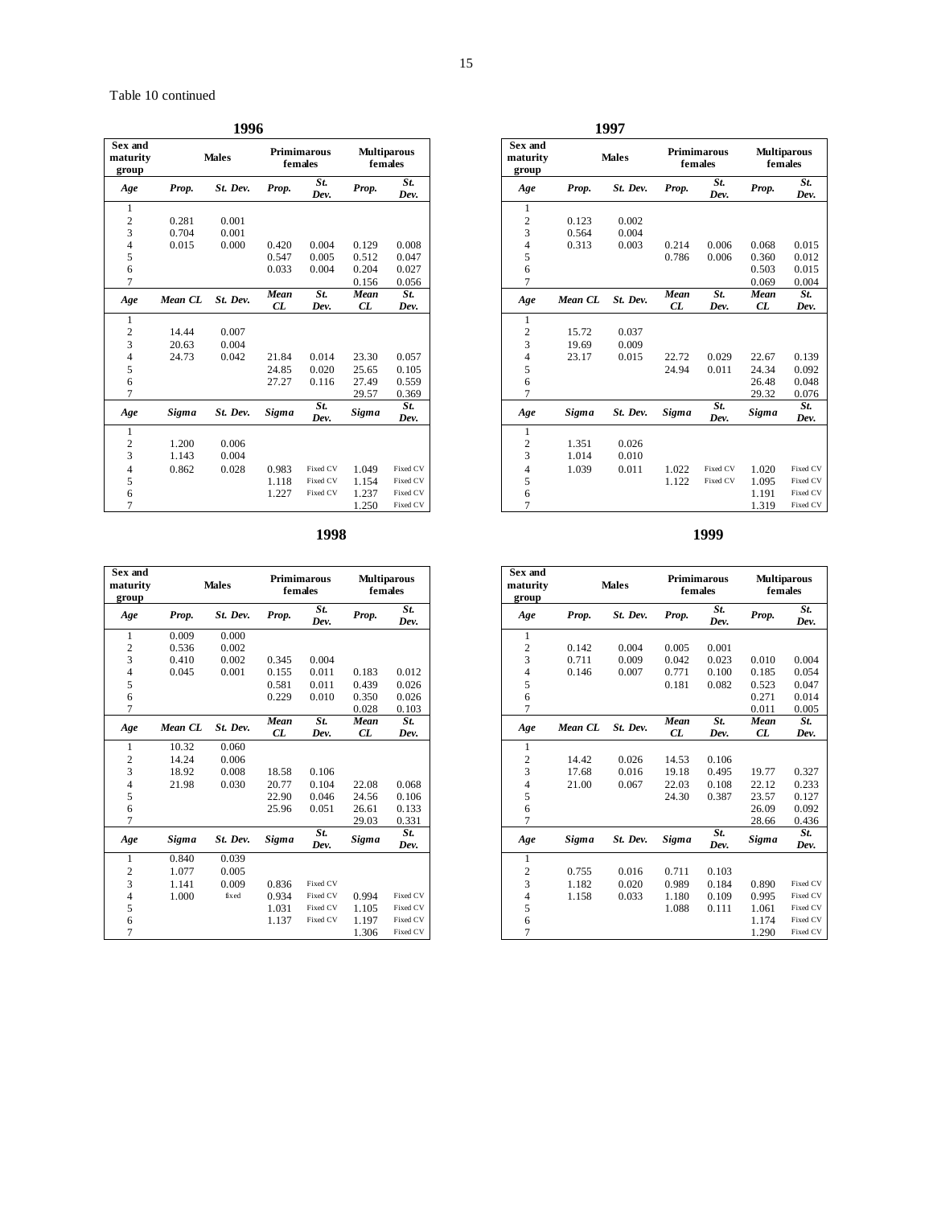Table 10 continued

**1996**

| Sex and maturity group | Males | | Primiparous females | | Multiparous females | |
|---|---|---|---|---|---|---|
| *Age* | *Prop.* | *St. Dev.* | *Prop.* | *St. Dev.* | *Prop.* | *St. Dev.* |
| 1 | | | | | | |
| 2 | 0.281 | 0.001 | | | | |
| 3 | 0.704 | 0.001 | | | | |
| 4 | 0.015 | 0.000 | 0.420 | 0.004 | 0.129 | 0.008 |
| 5 | | | 0.547 | 0.005 | 0.512 | 0.047 |
| 6 | | | 0.033 | 0.004 | 0.204 | 0.027 |
| 7 | | | | | 0.156 | 0.056 |
| *Age* | *Mean CL* | *St. Dev.* | *Mean CL* | *St. Dev.* | *Mean CL* | *St. Dev.* |
| 1 | | | | | | |
| 2 | 14.44 | 0.007 | | | | |
| 3 | 20.63 | 0.004 | | | | |
| 4 | 24.73 | 0.042 | 21.84 | 0.014 | 23.30 | 0.057 |
| 5 | | | 24.85 | 0.020 | 25.65 | 0.105 |
| 6 | | | 27.27 | 0.116 | 27.49 | 0.559 |
| 7 | | | | | 29.57 | 0.369 |
| *Age* | *Sigma* | *St. Dev.* | *Sigma* | *St. Dev.* | *Sigma* | *St. Dev.* |
| 1 | | | | | | |
| 2 | 1.200 | 0.006 | | | | |
| 3 | 1.143 | 0.004 | | | | |
| 4 | 0.862 | 0.028 | 0.983 | Fixed CV | 1.049 | Fixed CV |
| 5 | | | 1.118 | Fixed CV | 1.154 | Fixed CV |
| 6 | | | 1.227 | Fixed CV | 1.237 | Fixed CV |
| 7 | | | | | 1.250 | Fixed CV |

**1997**

| Sex and maturity group | Males | | Primiparous females | | Multiparous females | |
|---|---|---|---|---|---|---|
| *Age* | *Prop.* | *St. Dev.* | *Prop.* | *St. Dev.* | *Prop.* | *St. Dev.* |
| 1 | | | | | | |
| 2 | 0.123 | 0.002 | | | | |
| 3 | 0.564 | 0.004 | | | | |
| 4 | 0.313 | 0.003 | 0.214 | 0.006 | 0.068 | 0.015 |
| 5 | | | 0.786 | 0.006 | 0.360 | 0.012 |
| 6 | | | | | 0.503 | 0.015 |
| 7 | | | | | 0.069 | 0.004 |
| *Age* | *Mean CL* | *St. Dev.* | *Mean CL* | *St. Dev.* | *Mean CL* | *St. Dev.* |
| 1 | | | | | | |
| 2 | 15.72 | 0.037 | | | | |
| 3 | 19.69 | 0.009 | | | | |
| 4 | 23.17 | 0.015 | 22.72 | 0.029 | 22.67 | 0.139 |
| 5 | | | 24.94 | 0.011 | 24.34 | 0.092 |
| 6 | | | | | 26.48 | 0.048 |
| 7 | | | | | 29.32 | 0.076 |
| *Age* | *Sigma* | *St. Dev.* | *Sigma* | *St. Dev.* | *Sigma* | *St. Dev.* |
| 1 | | | | | | |
| 2 | 1.351 | 0.026 | | | | |
| 3 | 1.014 | 0.010 | | | | |
| 4 | 1.039 | 0.011 | 1.022 | Fixed CV | 1.020 | Fixed CV |
| 5 | | | 1.122 | Fixed CV | 1.095 | Fixed CV |
| 6 | | | | | 1.191 | Fixed CV |
| 7 | | | | | 1.319 | Fixed CV |

**1998**

| Sex and maturity group | Males | | Primiparous females | | Multiparous females | |
|---|---|---|---|---|---|---|
| *Age* | *Prop.* | *St. Dev.* | *Prop.* | *St. Dev.* | *Prop.* | *St. Dev.* |
| 1 | 0.009 | 0.000 | | | | |
| 2 | 0.536 | 0.002 | | | | |
| 3 | 0.410 | 0.002 | 0.345 | 0.004 | | |
| 4 | 0.045 | 0.001 | 0.155 | 0.011 | 0.183 | 0.012 |
| 5 | | | 0.581 | 0.011 | 0.439 | 0.026 |
| 6 | | | 0.229 | 0.010 | 0.350 | 0.026 |
| 7 | | | | | 0.028 | 0.103 |
| *Age* | *Mean CL* | *St. Dev.* | *Mean CL* | *St. Dev.* | *Mean CL* | *St. Dev.* |
| 1 | 10.32 | 0.060 | | | | |
| 2 | 14.24 | 0.006 | | | | |
| 3 | 18.92 | 0.008 | 18.58 | 0.106 | | |
| 4 | 21.98 | 0.030 | 20.77 | 0.104 | 22.08 | 0.068 |
| 5 | | | 22.90 | 0.046 | 24.56 | 0.106 |
| 6 | | | 25.96 | 0.051 | 26.61 | 0.133 |
| 7 | | | | | 29.03 | 0.331 |
| *Age* | *Sigma* | *St. Dev.* | *Sigma* | *St. Dev.* | *Sigma* | *St. Dev.* |
| 1 | 0.840 | 0.039 | | | | |
| 2 | 1.077 | 0.005 | | | | |
| 3 | 1.141 | 0.009 | 0.836 | Fixed CV | | |
| 4 | 1.000 | fixed | 0.934 | Fixed CV | 0.994 | Fixed CV |
| 5 | | | 1.031 | Fixed CV | 1.105 | Fixed CV |
| 6 | | | 1.137 | Fixed CV | 1.197 | Fixed CV |
| 7 | | | | | 1.306 | Fixed CV |

**1999**

| Sex and maturity group | Males | | Primiparous females | | Multiparous females | |
|---|---|---|---|---|---|---|
| *Age* | *Prop.* | *St. Dev.* | *Prop.* | *St. Dev.* | *Prop.* | *St. Dev.* |
| 1 | | | | | | |
| 2 | 0.142 | 0.004 | 0.005 | 0.001 | | |
| 3 | 0.711 | 0.009 | 0.042 | 0.023 | 0.010 | 0.004 |
| 4 | 0.146 | 0.007 | 0.771 | 0.100 | 0.185 | 0.054 |
| 5 | | | 0.181 | 0.082 | 0.523 | 0.047 |
| 6 | | | | | 0.271 | 0.014 |
| 7 | | | | | 0.011 | 0.005 |
| *Age* | *Mean CL* | *St. Dev.* | *Mean CL* | *St. Dev.* | *Mean CL* | *St. Dev.* |
| 1 | | | | | | |
| 2 | 14.42 | 0.026 | 14.53 | 0.106 | | |
| 3 | 17.68 | 0.016 | 19.18 | 0.495 | 19.77 | 0.327 |
| 4 | 21.00 | 0.067 | 22.03 | 0.108 | 22.12 | 0.233 |
| 5 | | | 24.30 | 0.387 | 23.57 | 0.127 |
| 6 | | | | | 26.09 | 0.092 |
| 7 | | | | | 28.66 | 0.436 |
| *Age* | *Sigma* | *St. Dev.* | *Sigma* | *St. Dev.* | *Sigma* | *St. Dev.* |
| 1 | | | | | | |
| 2 | 0.755 | 0.016 | 0.711 | 0.103 | | |
| 3 | 1.182 | 0.020 | 0.989 | 0.184 | 0.890 | Fixed CV |
| 4 | 1.158 | 0.033 | 1.180 | 0.109 | 0.995 | Fixed CV |
| 5 | | | 1.088 | 0.111 | 1.061 | Fixed CV |
| 6 | | | | | 1.174 | Fixed CV |
| 7 | | | | | 1.290 | Fixed CV |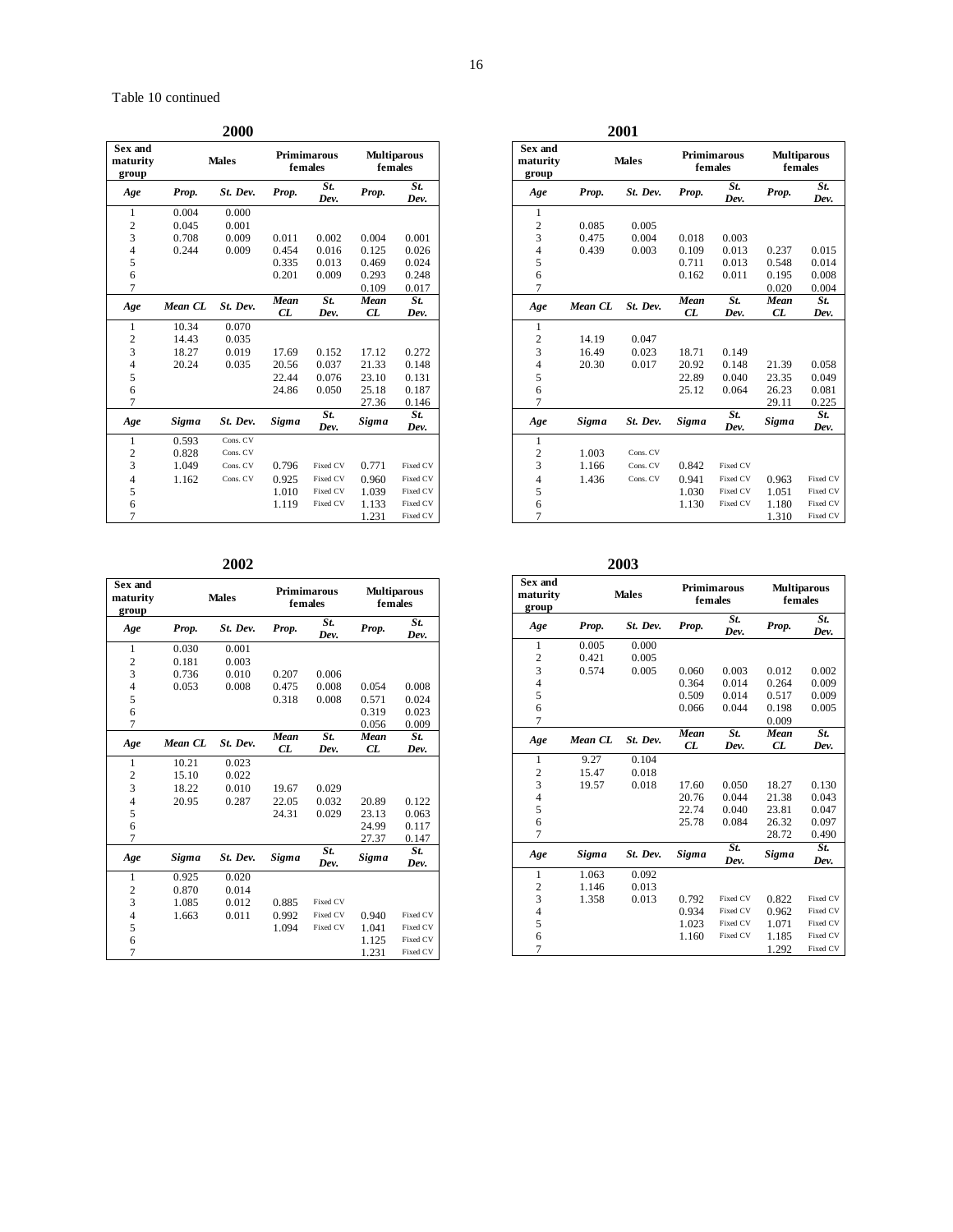Table 10 continued

**2000**

| Sex and maturity group | Males | | Primimarous females | | Multiparous females | |
|---|---|---|---|---|---|---|
| *Age* | *Prop.* | *St. Dev.* | *Prop.* | *St. Dev.* | *Prop.* | *St. Dev.* |
| 1 | 0.004 | 0.000 | | | | |
| 2 | 0.045 | 0.001 | | | | |
| 3 | 0.708 | 0.009 | 0.011 | 0.002 | 0.004 | 0.001 |
| 4 | 0.244 | 0.009 | 0.454 | 0.016 | 0.125 | 0.026 |
| 5 | | | 0.335 | 0.013 | 0.469 | 0.024 |
| 6 | | | 0.201 | 0.009 | 0.293 | 0.248 |
| 7 | | | | | 0.109 | 0.017 |
| *Age* | *Mean CL* | *St. Dev.* | *Mean CL* | *St. Dev.* | *Mean CL* | *St. Dev.* |
| 1 | 10.34 | 0.070 | | | | |
| 2 | 14.43 | 0.035 | | | | |
| 3 | 18.27 | 0.019 | 17.69 | 0.152 | 17.12 | 0.272 |
| 4 | 20.24 | 0.035 | 20.56 | 0.037 | 21.33 | 0.148 |
| 5 | | | 22.44 | 0.076 | 23.10 | 0.131 |
| 6 | | | 24.86 | 0.050 | 25.18 | 0.187 |
| 7 | | | | | 27.36 | 0.146 |
| *Age* | *Sigma* | *St. Dev.* | *Sigma* | *St. Dev.* | *Sigma* | *St. Dev.* |
| 1 | 0.593 | Cons. CV | | | | |
| 2 | 0.828 | Cons. CV | | | | |
| 3 | 1.049 | Cons. CV | 0.796 | Fixed CV | 0.771 | Fixed CV |
| 4 | 1.162 | Cons. CV | 0.925 | Fixed CV | 0.960 | Fixed CV |
| 5 | | | 1.010 | Fixed CV | 1.039 | Fixed CV |
| 6 | | | 1.119 | Fixed CV | 1.133 | Fixed CV |
| 7 | | | | | 1.231 | Fixed CV |

**2001**

| Sex and maturity group | Males | | Primimarous females | | Multiparous females | |
|---|---|---|---|---|---|---|
| *Age* | *Prop.* | *St. Dev.* | *Prop.* | *St. Dev.* | *Prop.* | *St. Dev.* |
| 1 | | | | | | |
| 2 | 0.085 | 0.005 | | | | |
| 3 | 0.475 | 0.004 | 0.018 | 0.003 | | |
| 4 | 0.439 | 0.003 | 0.109 | 0.013 | 0.237 | 0.015 |
| 5 | | | 0.711 | 0.013 | 0.548 | 0.014 |
| 6 | | | 0.162 | 0.011 | 0.195 | 0.008 |
| 7 | | | | | 0.020 | 0.004 |
| *Age* | *Mean CL* | *St. Dev.* | *Mean CL* | *St. Dev.* | *Mean CL* | *St. Dev.* |
| 1 | | | | | | |
| 2 | 14.19 | 0.047 | | | | |
| 3 | 16.49 | 0.023 | 18.71 | 0.149 | | |
| 4 | 20.30 | 0.017 | 20.92 | 0.148 | 21.39 | 0.058 |
| 5 | | | 22.89 | 0.040 | 23.35 | 0.049 |
| 6 | | | 25.12 | 0.064 | 26.23 | 0.081 |
| 7 | | | | | 29.11 | 0.225 |
| *Age* | *Sigma* | *St. Dev.* | *Sigma* | *St. Dev.* | *Sigma* | *St. Dev.* |
| 1 | | | | | | |
| 2 | 1.003 | Cons. CV | | | | |
| 3 | 1.166 | Cons. CV | 0.842 | Fixed CV | | |
| 4 | 1.436 | Cons. CV | 0.941 | Fixed CV | 0.963 | Fixed CV |
| 5 | | | 1.030 | Fixed CV | 1.051 | Fixed CV |
| 6 | | | 1.130 | Fixed CV | 1.180 | Fixed CV |
| 7 | | | | | 1.310 | Fixed CV |

**2002**

| Sex and maturity group | Males | | Primimarous females | | Multiparous females | |
|---|---|---|---|---|---|---|
| *Age* | *Prop.* | *St. Dev.* | *Prop.* | *St. Dev.* | *Prop.* | *St. Dev.* |
| 1 | 0.030 | 0.001 | | | | |
| 2 | 0.181 | 0.003 | | | | |
| 3 | 0.736 | 0.010 | 0.207 | 0.006 | | |
| 4 | 0.053 | 0.008 | 0.475 | 0.008 | 0.054 | 0.008 |
| 5 | | | 0.318 | 0.008 | 0.571 | 0.024 |
| 6 | | | | | 0.319 | 0.023 |
| 7 | | | | | 0.056 | 0.009 |
| *Age* | *Mean CL* | *St. Dev.* | *Mean CL* | *St. Dev.* | *Mean CL* | *St. Dev.* |
| 1 | 10.21 | 0.023 | | | | |
| 2 | 15.10 | 0.022 | | | | |
| 3 | 18.22 | 0.010 | 19.67 | 0.029 | | |
| 4 | 20.95 | 0.287 | 22.05 | 0.032 | 20.89 | 0.122 |
| 5 | | | 24.31 | 0.029 | 23.13 | 0.063 |
| 6 | | | | | 24.99 | 0.117 |
| 7 | | | | | 27.37 | 0.147 |
| *Age* | *Sigma* | *St. Dev.* | *Sigma* | *St. Dev.* | *Sigma* | *St. Dev.* |
| 1 | 0.925 | 0.020 | | | | |
| 2 | 0.870 | 0.014 | | | | |
| 3 | 1.085 | 0.012 | 0.885 | Fixed CV | | |
| 4 | 1.663 | 0.011 | 0.992 | Fixed CV | 0.940 | Fixed CV |
| 5 | | | 1.094 | Fixed CV | 1.041 | Fixed CV |
| 6 | | | | | 1.125 | Fixed CV |
| 7 | | | | | 1.231 | Fixed CV |

**2003**

| Sex and maturity group | Males | | Primimarous females | | Multiparous females | |
|---|---|---|---|---|---|---|
| *Age* | *Prop.* | *St. Dev.* | *Prop.* | *St. Dev.* | *Prop.* | *St. Dev.* |
| 1 | 0.005 | 0.000 | | | | |
| 2 | 0.421 | 0.005 | | | | |
| 3 | 0.574 | 0.005 | 0.060 | 0.003 | 0.012 | 0.002 |
| 4 | | | 0.364 | 0.014 | 0.264 | 0.009 |
| 5 | | | 0.509 | 0.014 | 0.517 | 0.009 |
| 6 | | | 0.066 | 0.044 | 0.198 | 0.005 |
| 7 | | | | | 0.009 | |
| *Age* | *Mean CL* | *St. Dev.* | *Mean CL* | *St. Dev.* | *Mean CL* | *St. Dev.* |
| 1 | 9.27 | 0.104 | | | | |
| 2 | 15.47 | 0.018 | | | | |
| 3 | 19.57 | 0.018 | 17.60 | 0.050 | 18.27 | 0.130 |
| 4 | | | 20.76 | 0.044 | 21.38 | 0.043 |
| 5 | | | 22.74 | 0.040 | 23.81 | 0.047 |
| 6 | | | 25.78 | 0.084 | 26.32 | 0.097 |
| 7 | | | | | 28.72 | 0.490 |
| *Age* | *Sigma* | *St. Dev.* | *Sigma* | *St. Dev.* | *Sigma* | *St. Dev.* |
| 1 | 1.063 | 0.092 | | | | |
| 2 | 1.146 | 0.013 | | | | |
| 3 | 1.358 | 0.013 | 0.792 | Fixed CV | 0.822 | Fixed CV |
| 4 | | | 0.934 | Fixed CV | 0.962 | Fixed CV |
| 5 | | | 1.023 | Fixed CV | 1.071 | Fixed CV |
| 6 | | | 1.160 | Fixed CV | 1.185 | Fixed CV |
| 7 | | | | | 1.292 | Fixed CV |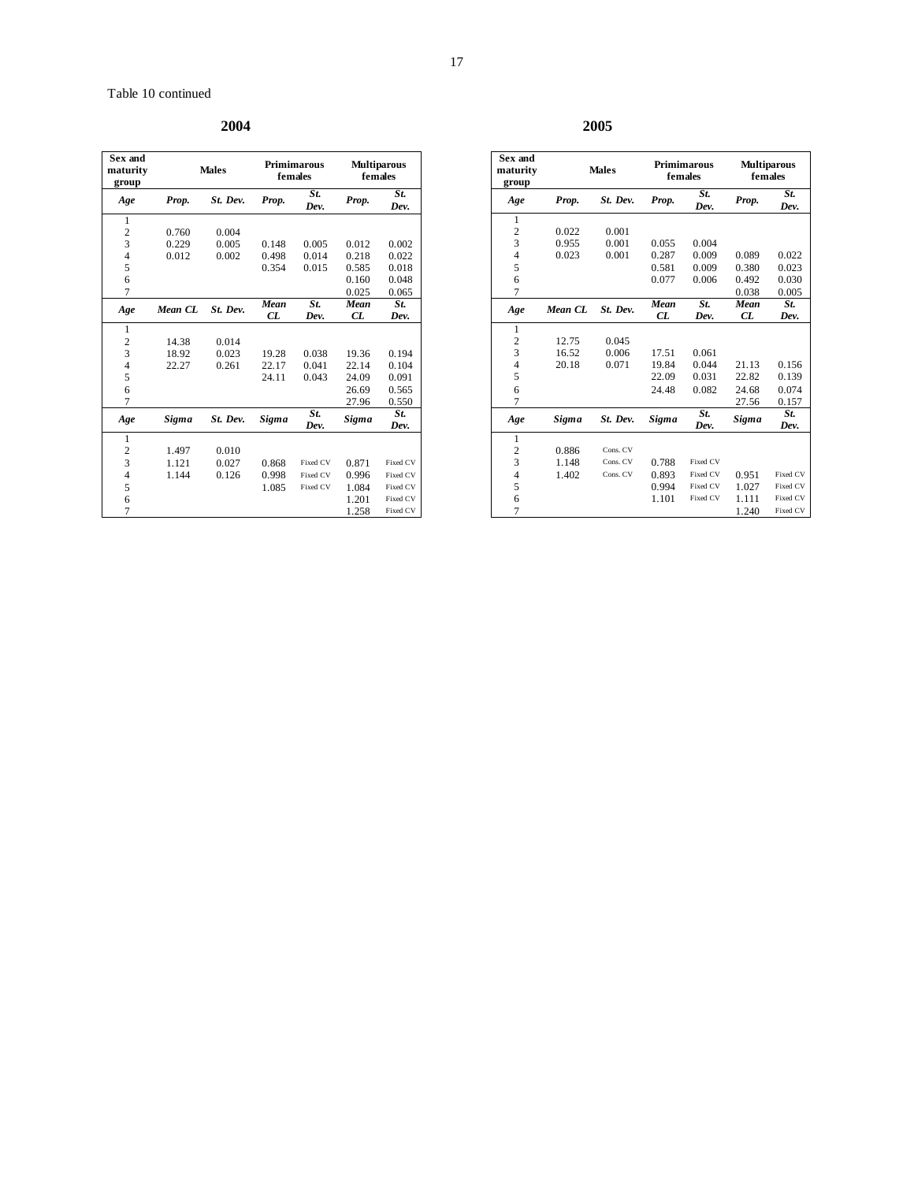Table 10 continued

**2004**

| Sex and maturity group | Males | | Primimarous females | | Multiparous females | |
|---|---|---|---|---|---|---|
| *Age* | *Prop.* | *St. Dev.* | *Prop.* | *St. Dev.* | *Prop.* | *St. Dev.* |
| 1 | | | | | | |
| 2 | 0.760 | 0.004 | | | | |
| 3 | 0.229 | 0.005 | 0.148 | 0.005 | 0.012 | 0.002 |
| 4 | 0.012 | 0.002 | 0.498 | 0.014 | 0.218 | 0.022 |
| 5 | | | 0.354 | 0.015 | 0.585 | 0.018 |
| 6 | | | | | 0.160 | 0.048 |
| 7 | | | | | 0.025 | 0.065 |
| *Age* | *Mean CL* | *St. Dev.* | *Mean CL* | *St. Dev.* | *Mean CL* | *St. Dev.* |
| 1 | | | | | | |
| 2 | 14.38 | 0.014 | | | | |
| 3 | 18.92 | 0.023 | 19.28 | 0.038 | 19.36 | 0.194 |
| 4 | 22.27 | 0.261 | 22.17 | 0.041 | 22.14 | 0.104 |
| 5 | | | 24.11 | 0.043 | 24.09 | 0.091 |
| 6 | | | | | 26.69 | 0.565 |
| 7 | | | | | 27.96 | 0.550 |
| *Age* | *Sigma* | *St. Dev.* | *Sigma* | *St. Dev.* | *Sigma* | *St. Dev.* |
| 1 | | | | | | |
| 2 | 1.497 | 0.010 | | | | |
| 3 | 1.121 | 0.027 | 0.868 | Fixed CV | 0.871 | Fixed CV |
| 4 | 1.144 | 0.126 | 0.998 | Fixed CV | 0.996 | Fixed CV |
| 5 | | | 1.085 | Fixed CV | 1.084 | Fixed CV |
| 6 | | | | | 1.201 | Fixed CV |
| 7 | | | | | 1.258 | Fixed CV |

**2005**

| Sex and maturity group | Males | | Primimarous females | | Multiparous females | |
|---|---|---|---|---|---|---|
| *Age* | *Prop.* | *St. Dev.* | *Prop.* | *St. Dev.* | *Prop.* | *St. Dev.* |
| 1 | | | | | | |
| 2 | 0.022 | 0.001 | | | | |
| 3 | 0.955 | 0.001 | 0.055 | 0.004 | | |
| 4 | 0.023 | 0.001 | 0.287 | 0.009 | 0.089 | 0.022 |
| 5 | | | 0.581 | 0.009 | 0.380 | 0.023 |
| 6 | | | 0.077 | 0.006 | 0.492 | 0.030 |
| 7 | | | | | 0.038 | 0.005 |
| *Age* | *Mean CL* | *St. Dev.* | *Mean CL* | *St. Dev.* | *Mean CL* | *St. Dev.* |
| 1 | | | | | | |
| 2 | 12.75 | 0.045 | | | | |
| 3 | 16.52 | 0.006 | 17.51 | 0.061 | | |
| 4 | 20.18 | 0.071 | 19.84 | 0.044 | 21.13 | 0.156 |
| 5 | | | 22.09 | 0.031 | 22.82 | 0.139 |
| 6 | | | 24.48 | 0.082 | 24.68 | 0.074 |
| 7 | | | | | 27.56 | 0.157 |
| *Age* | *Sigma* | *St. Dev.* | *Sigma* | *St. Dev.* | *Sigma* | *St. Dev.* |
| 1 | | | | | | |
| 2 | 0.886 | Cons. CV | | | | |
| 3 | 1.148 | Cons. CV | 0.788 | Fixed CV | | |
| 4 | 1.402 | Cons. CV | 0.893 | Fixed CV | 0.951 | Fixed CV |
| 5 | | | 0.994 | Fixed CV | 1.027 | Fixed CV |
| 6 | | | 1.101 | Fixed CV | 1.111 | Fixed CV |
| 7 | | | | | 1.240 | Fixed CV |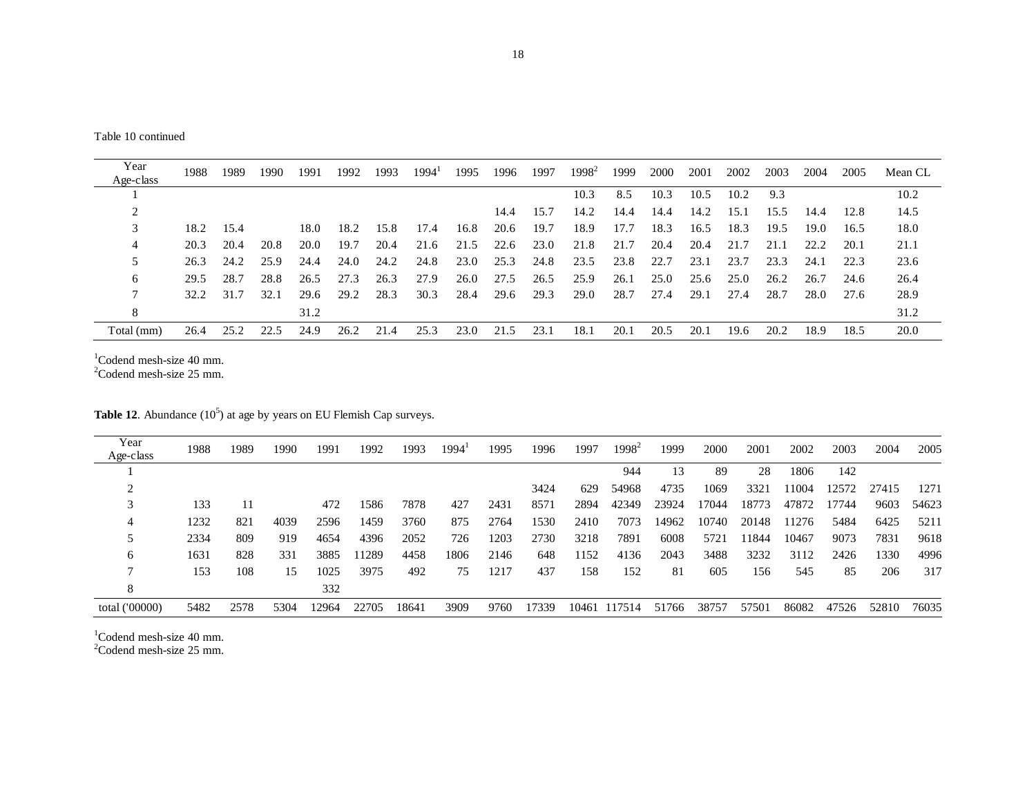Table 10 continued

| Year<br>Age-class | 1988 | 1989 | 1990 | 1991 | 1992 | 1993 | 1994[1] | 1995 | 1996 | 1997 | 1998[2] | 1999 | 2000 | 2001 | 2002 | 2003 | 2004 | 2005 | Mean CL |
|---|---|---|---|---|---|---|---|---|---|---|---|---|---|---|---|---|---|---|---|
| 1 | | | | | | | | | | | 10.3 | 8.5 | 10.3 | 10.5 | 10.2 | 9.3 | | | 10.2 |
| 2 | | | | | | | | | 14.4 | 15.7 | 14.2 | 14.4 | 14.4 | 14.2 | 15.1 | 15.5 | 14.4 | 12.8 | 14.5 |
| 3 | 18.2 | 15.4 | | 18.0 | 18.2 | 15.8 | 17.4 | 16.8 | 20.6 | 19.7 | 18.9 | 17.7 | 18.3 | 16.5 | 18.3 | 19.5 | 19.0 | 16.5 | 18.0 |
| 4 | 20.3 | 20.4 | 20.8 | 20.0 | 19.7 | 20.4 | 21.6 | 21.5 | 22.6 | 23.0 | 21.8 | 21.7 | 20.4 | 20.4 | 21.7 | 21.1 | 22.2 | 20.1 | 21.1 |
| 5 | 26.3 | 24.2 | 25.9 | 24.4 | 24.0 | 24.2 | 24.8 | 23.0 | 25.3 | 24.8 | 23.5 | 23.8 | 22.7 | 23.1 | 23.7 | 23.3 | 24.1 | 22.3 | 23.6 |
| 6 | 29.5 | 28.7 | 28.8 | 26.5 | 27.3 | 26.3 | 27.9 | 26.0 | 27.5 | 26.5 | 25.9 | 26.1 | 25.0 | 25.6 | 25.0 | 26.2 | 26.7 | 24.6 | 26.4 |
| 7 | 32.2 | 31.7 | 32.1 | 29.6 | 29.2 | 28.3 | 30.3 | 28.4 | 29.6 | 29.3 | 29.0 | 28.7 | 27.4 | 29.1 | 27.4 | 28.7 | 28.0 | 27.6 | 28.9 |
| 8 | | | | 31.2 | | | | | | | | | | | | | | | 31.2 |
| Total (mm) | 26.4 | 25.2 | 22.5 | 24.9 | 26.2 | 21.4 | 25.3 | 23.0 | 21.5 | 23.1 | 18.1 | 20.1 | 20.5 | 20.1 | 19.6 | 20.2 | 18.9 | 18.5 | 20.0 |

[1]Codend mesh-size 40 mm.
[2]Codend mesh-size 25 mm.

**Table 12**. Abundance ($10^5$) at age by years on EU Flemish Cap surveys.

| Year<br>Age-class | 1988 | 1989 | 1990 | 1991 | 1992 | 1993 | 1994[1] | 1995 | 1996 | 1997 | 1998[2] | 1999 | 2000 | 2001 | 2002 | 2003 | 2004 | 2005 |
|---|---|---|---|---|---|---|---|---|---|---|---|---|---|---|---|---|---|---|
| 1 | | | | | | | | | | | 944 | 13 | 89 | 28 | 1806 | 142 | | |
| 2 | | | | | | | | | 3424 | 629 | 54968 | 4735 | 1069 | 3321 | 11004 | 12572 | 27415 | 1271 |
| 3 | 133 | 11 | | 472 | 1586 | 7878 | 427 | 2431 | 8571 | 2894 | 42349 | 23924 | 17044 | 18773 | 47872 | 17744 | 9603 | 54623 |
| 4 | 1232 | 821 | 4039 | 2596 | 1459 | 3760 | 875 | 2764 | 1530 | 2410 | 7073 | 14962 | 10740 | 20148 | 11276 | 5484 | 6425 | 5211 |
| 5 | 2334 | 809 | 919 | 4654 | 4396 | 2052 | 726 | 1203 | 2730 | 3218 | 7891 | 6008 | 5721 | 11844 | 10467 | 9073 | 7831 | 9618 |
| 6 | 1631 | 828 | 331 | 3885 | 11289 | 4458 | 1806 | 2146 | 648 | 1152 | 4136 | 2043 | 3488 | 3232 | 3112 | 2426 | 1330 | 4996 |
| 7 | 153 | 108 | 15 | 1025 | 3975 | 492 | 75 | 1217 | 437 | 158 | 152 | 81 | 605 | 156 | 545 | 85 | 206 | 317 |
| 8 | | | | 332 | | | | | | | | | | | | | | |
| total ('00000) | 5482 | 2578 | 5304 | 12964 | 22705 | 18641 | 3909 | 9760 | 17339 | 10461 | 117514 | 51766 | 38757 | 57501 | 86082 | 47526 | 52810 | 76035 |

[1]Codend mesh-size 40 mm.
[2]Codend mesh-size 25 mm.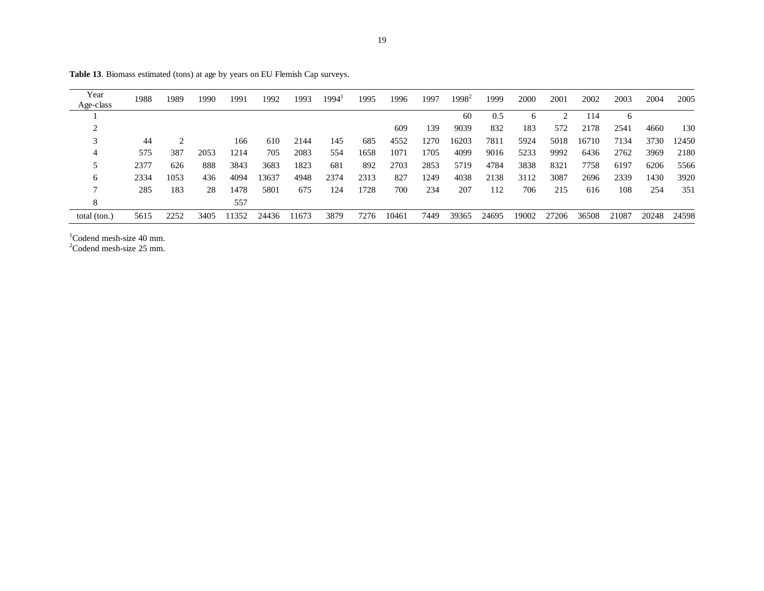**Table 13**. Biomass estimated (tons) at age by years on EU Flemish Cap surveys.

| Year / Age-class | 1988 | 1989 | 1990 | 1991 | 1992 | 1993 | 1994[1] | 1995 | 1996 | 1997 | 1998[2] | 1999 | 2000 | 2001 | 2002 | 2003 | 2004 | 2005 |
|---|---|---|---|---|---|---|---|---|---|---|---|---|---|---|---|---|---|---|
| 1 | | | | | | | | | | | 60 | 0.5 | 6 | 2 | 114 | 6 | | |
| 2 | | | | | | | | | 609 | 139 | 9039 | 832 | 183 | 572 | 2178 | 2541 | 4660 | 130 |
| 3 | 44 | 2 | | 166 | 610 | 2144 | 145 | 685 | 4552 | 1270 | 16203 | 7811 | 5924 | 5018 | 16710 | 7134 | 3730 | 12450 |
| 4 | 575 | 387 | 2053 | 1214 | 705 | 2083 | 554 | 1658 | 1071 | 1705 | 4099 | 9016 | 5233 | 9992 | 6436 | 2762 | 3969 | 2180 |
| 5 | 2377 | 626 | 888 | 3843 | 3683 | 1823 | 681 | 892 | 2703 | 2853 | 5719 | 4784 | 3838 | 8321 | 7758 | 6197 | 6206 | 5566 |
| 6 | 2334 | 1053 | 436 | 4094 | 13637 | 4948 | 2374 | 2313 | 827 | 1249 | 4038 | 2138 | 3112 | 3087 | 2696 | 2339 | 1430 | 3920 |
| 7 | 285 | 183 | 28 | 1478 | 5801 | 675 | 124 | 1728 | 700 | 234 | 207 | 112 | 706 | 215 | 616 | 108 | 254 | 351 |
| 8 | | | | 557 | | | | | | | | | | | | | | |
| total (ton.) | 5615 | 2252 | 3405 | 11352 | 24436 | 11673 | 3879 | 7276 | 10461 | 7449 | 39365 | 24695 | 19002 | 27206 | 36508 | 21087 | 20248 | 24598 |

[1]Codend mesh-size 40 mm.
[2]Codend mesh-size 25 mm.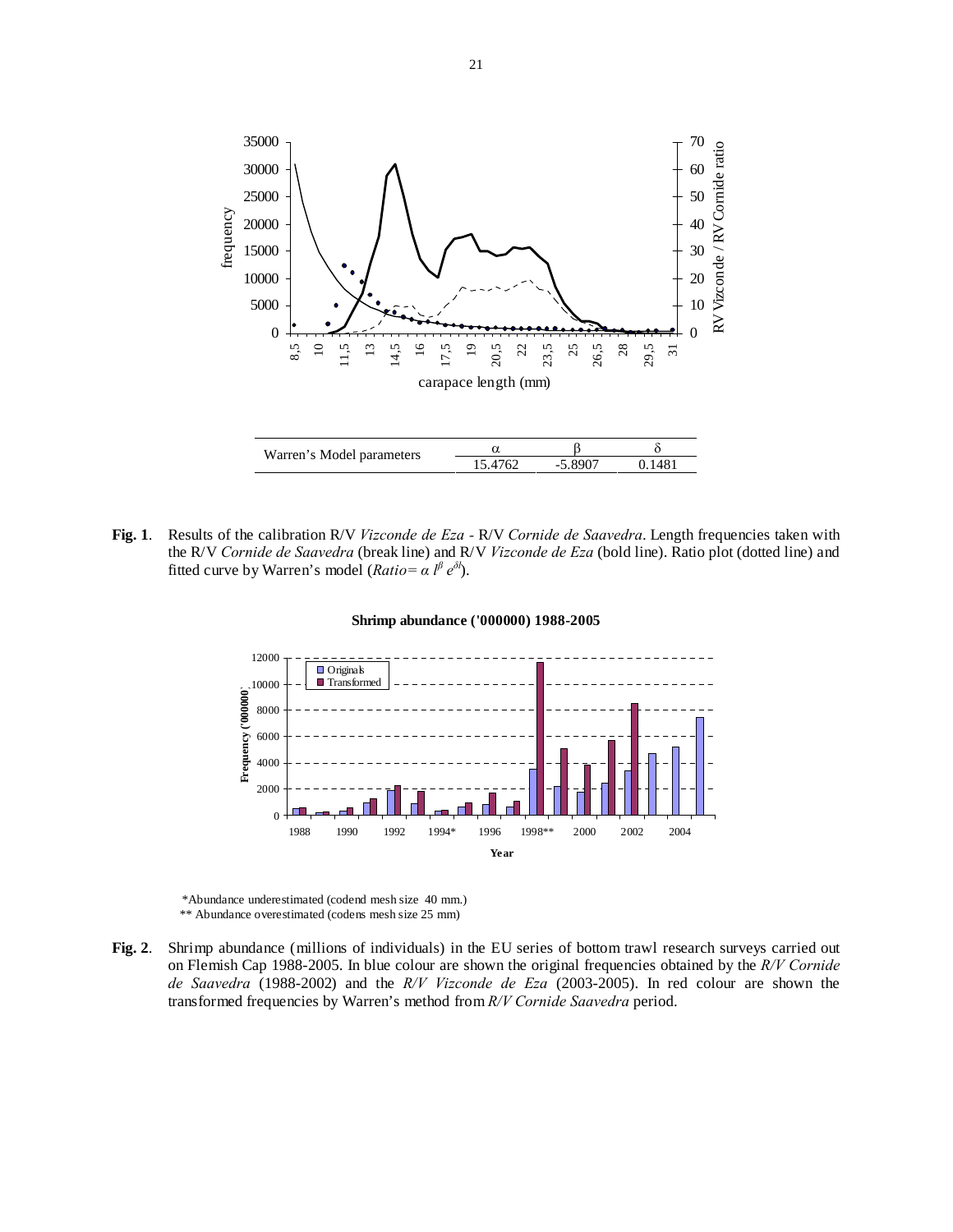| Warren's Model parameters | α | β | δ |
|---|---|---|---|
| | 15.4762 | -5.8907 | 0.1481 |

**Fig. 1**. Results of the calibration R/V *Vizconde de Eza* - R/V *Cornide de Saavedra*. Length frequencies taken with the R/V *Cornide de Saavedra* (break line) and R/V *Vizconde de Eza* (bold line). Ratio plot (dotted line) and fitted curve by Warren's model ($Ratio = \alpha\, l^{\beta}\, e^{\delta l}$).

\*Abundance underestimated (codend mesh size 40 mm.)

\*\* Abundance overestimated (codens mesh size 25 mm)

**Fig. 2**. Shrimp abundance (millions of individuals) in the EU series of bottom trawl research surveys carried out on Flemish Cap 1988-2005. In blue colour are shown the original frequencies obtained by the *R/V Cornide de Saavedra* (1988-2002) and the *R/V Vizconde de Eza* (2003-2005). In red colour are shown the transformed frequencies by Warren's method from *R/V Cornide Saavedra* period.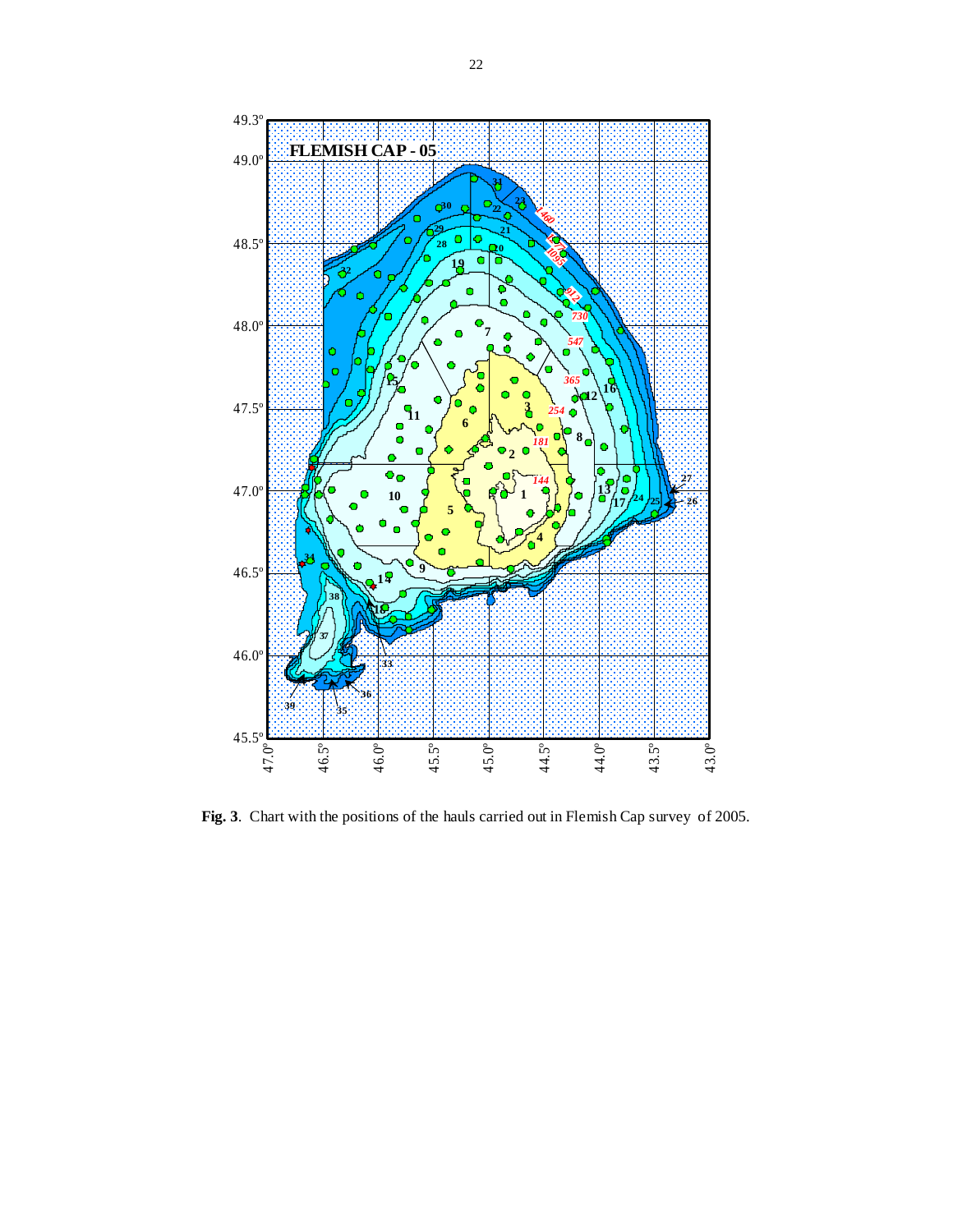**Fig. 3**. Chart with the positions of the hauls carried out in Flemish Cap survey of 2005.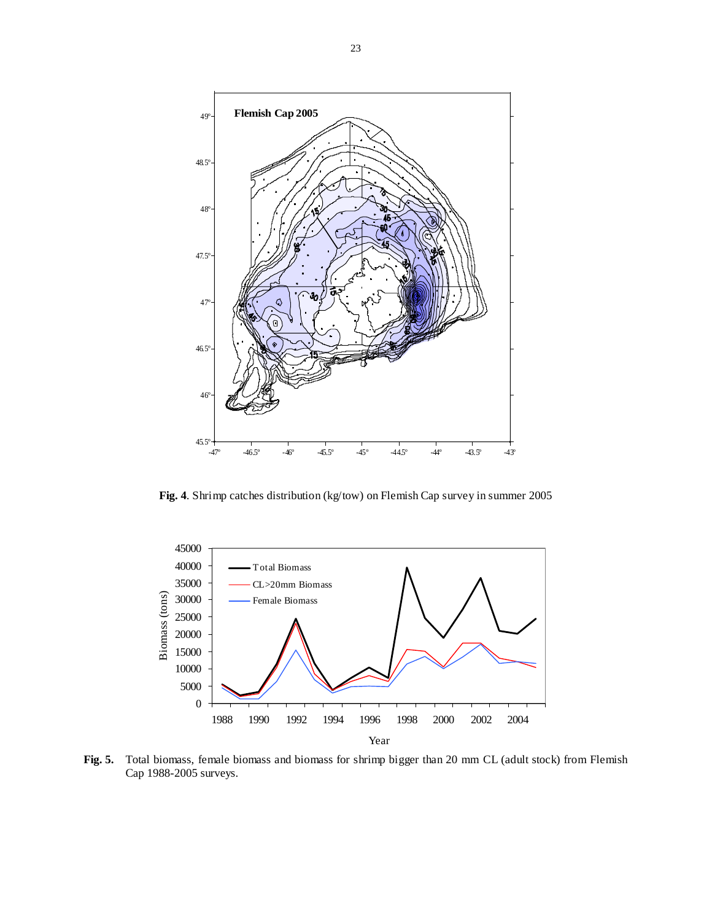**Fig. 4**. Shrimp catches distribution (kg/tow) on Flemish Cap survey in summer 2005

**Fig. 5.** Total biomass, female biomass and biomass for shrimp bigger than 20 mm CL (adult stock) from Flemish Cap 1988-2005 surveys.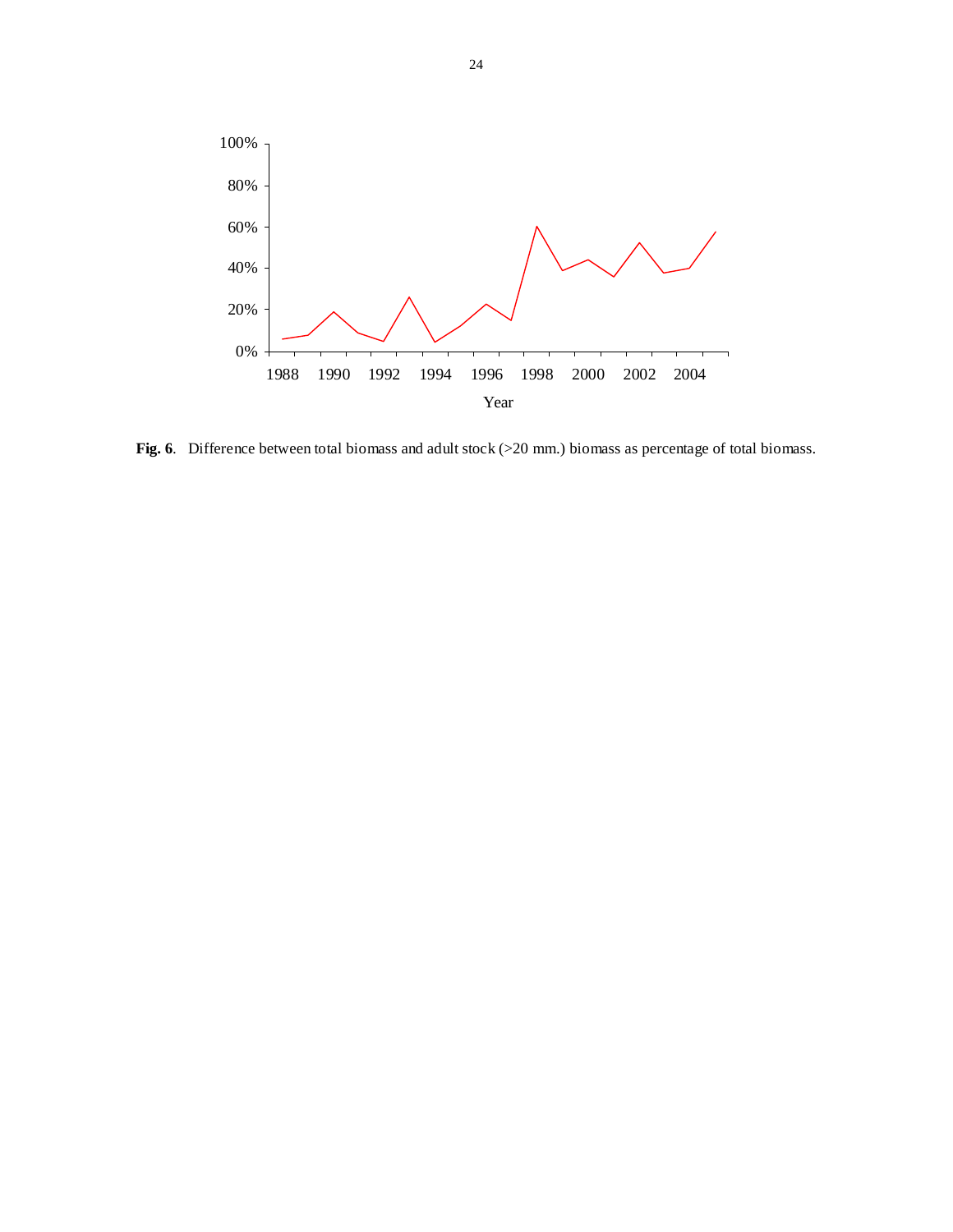**Fig. 6**. Difference between total biomass and adult stock (>20 mm.) biomass as percentage of total biomass.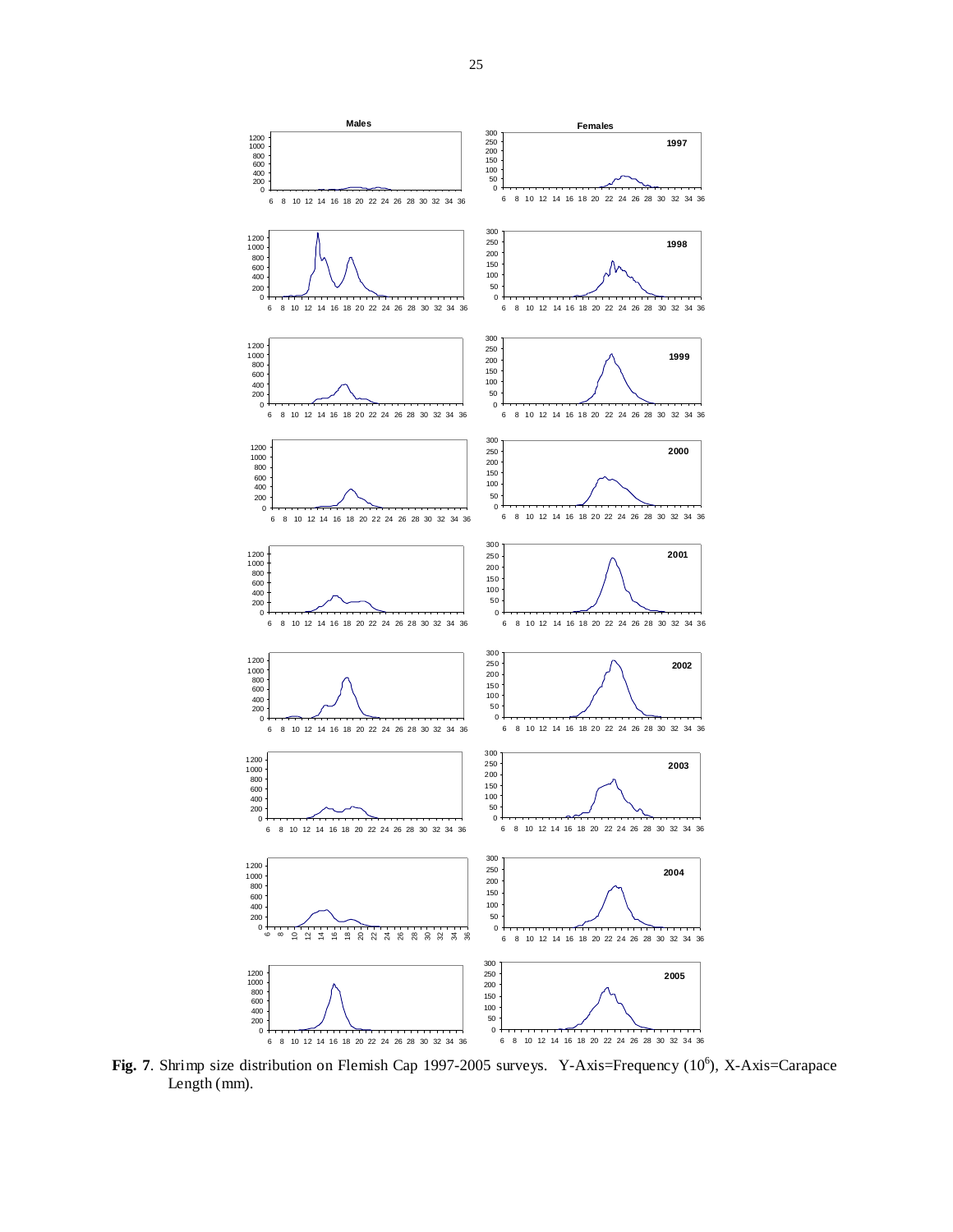**Fig. 7**. Shrimp size distribution on Flemish Cap 1997-2005 surveys. Y-Axis=Frequency ($10^6$), X-Axis=Carapace Length (mm).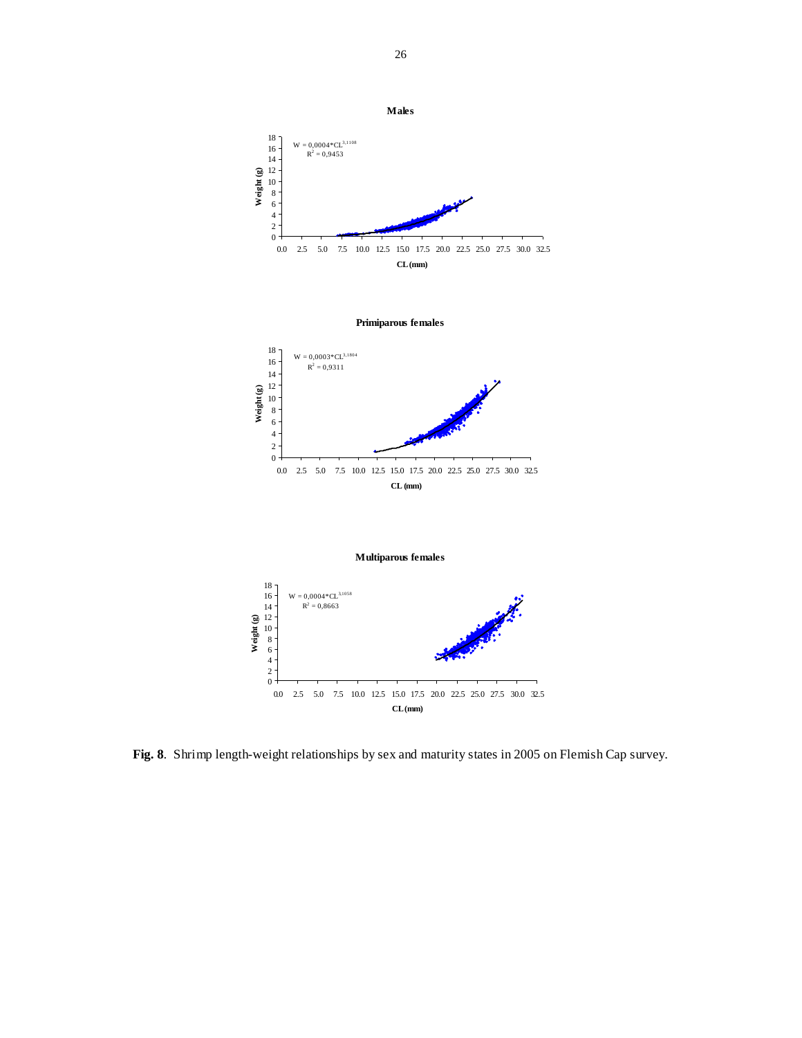**Males**

$W = 0{,}0004 \cdot CL^{3{,}1108}$
$R^2 = 0{,}9453$

**Primiparous females**

$W = 0{,}0003 \cdot CL^{3{,}1804}$
$R^2 = 0{,}9311$

**Multiparous females**

$W = 0{,}0004 \cdot CL^{3{,}1058}$
$R^2 = 0{,}8663$

**Fig. 8**. Shrimp length-weight relationships by sex and maturity states in 2005 on Flemish Cap survey.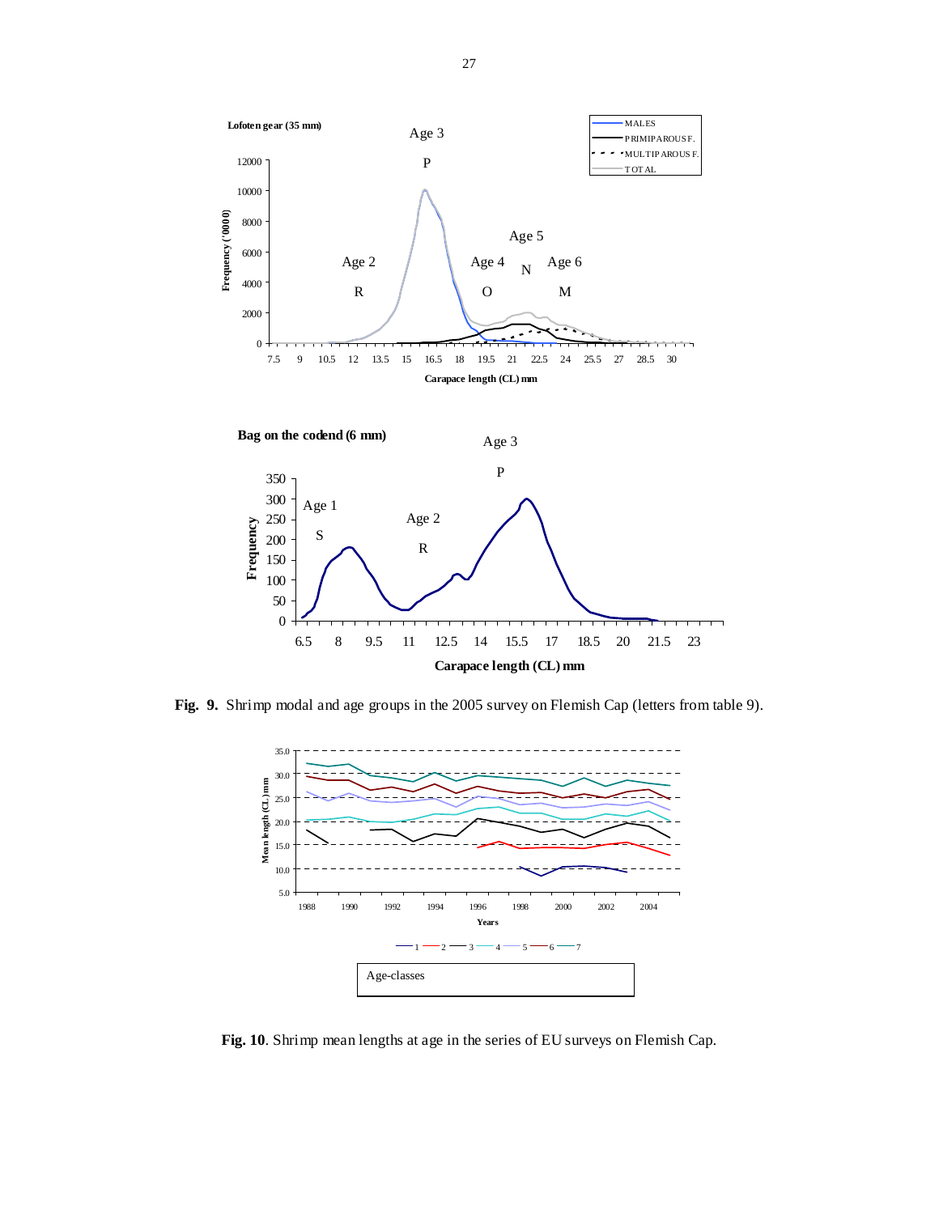Lofoten gear (35 mm)

Age 3

P

MALES
PRIMIPAROUS F.
MULTIPAROUS F.
TOTAL

12000
10000
8000
6000
4000
2000
0

Frequency ('000 0)

Age 2

R

Age 4

O

Age 5

N

Age 6

M

7.5 9 10.5 12 13.5 15 16.5 18 19.5 21 22.5 24 25.5 27 28.5 30

Carapace length (CL) mm

Bag on the codend (6 mm)

Age 3

P

350
300
250
200
150
100
50
0

Frequency

Age 1

S

Age 2

R

6.5 8 9.5 11 12.5 14 15.5 17 18.5 20 21.5 23

Carapace length (CL) mm

**Fig. 9.** Shrimp modal and age groups in the 2005 survey on Flemish Cap (letters from table 9).

35.0
30.0
25.0
20.0
15.0
10.0
5.0

Mean length (CL) mm

1988 1990 1992 1994 1996 1998 2000 2002 2004

Years

1 2 3 4 5 6 7

Age-classes

**Fig. 10**. Shrimp mean lengths at age in the series of EU surveys on Flemish Cap.